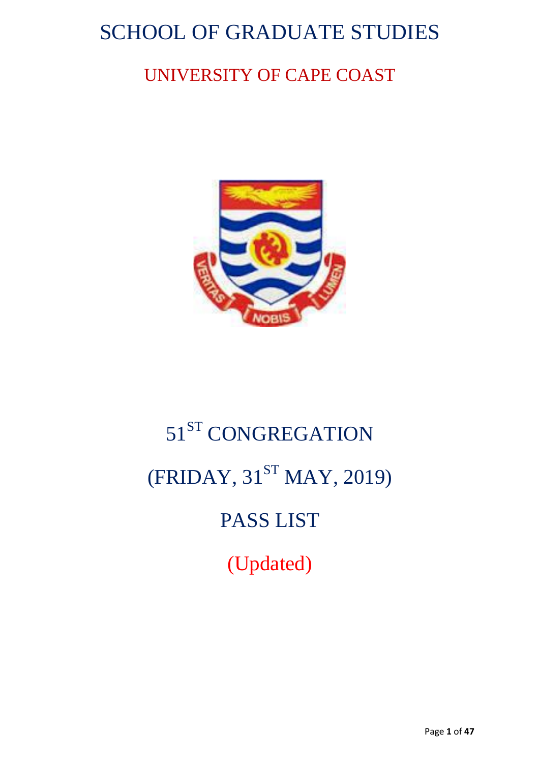# SCHOOL OF GRADUATE STUDIES

## UNIVERSITY OF CAPE COAST

# 51ST CONGREGATION

# (FRIDAY, 31ST MAY, 2019)

# PASS LIST

# (Updated)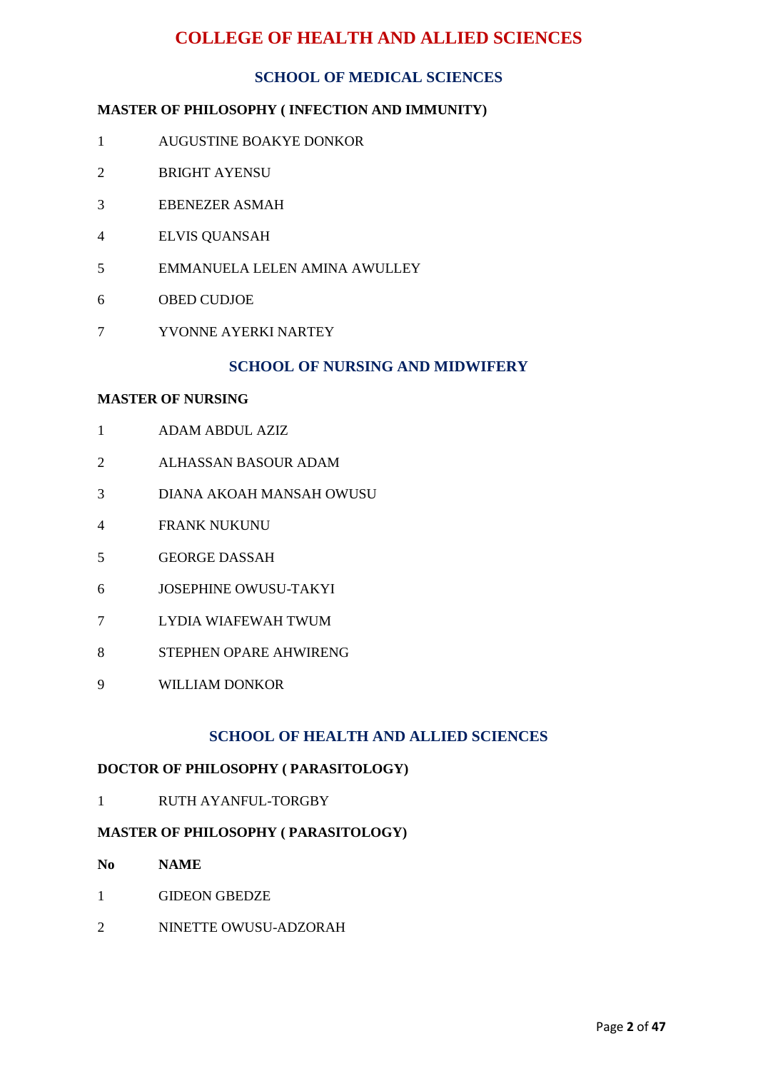# COLLEGE OF HEALTH AND ALLIED SCIENCES

## SCHOOL OF MEDICAL SCIENCES

### MASTER OF PHILOSOPHY ( INFECTION AND IMMUNITY)

| | |
|---|---|
| 1 | AUGUSTINE BOAKYE DONKOR |
| 2 | BRIGHT AYENSU |
| 3 | EBENEZER ASMAH |
| 4 | ELVIS QUANSAH |
| 5 | EMMANUELA LELEN AMINA AWULLEY |
| 6 | OBED CUDJOE |
| 7 | YVONNE AYERKI NARTEY |

## SCHOOL OF NURSING AND MIDWIFERY

### MASTER OF NURSING

| | |
|---|---|
| 1 | ADAM ABDUL AZIZ |
| 2 | ALHASSAN BASOUR ADAM |
| 3 | DIANA AKOAH MANSAH OWUSU |
| 4 | FRANK NUKUNU |
| 5 | GEORGE DASSAH |
| 6 | JOSEPHINE OWUSU-TAKYI |
| 7 | LYDIA WIAFEWAH TWUM |
| 8 | STEPHEN OPARE AHWIRENG |
| 9 | WILLIAM DONKOR |

## SCHOOL OF HEALTH AND ALLIED SCIENCES

### DOCTOR OF PHILOSOPHY ( PARASITOLOGY)

| | |
|---|---|
| 1 | RUTH AYANFUL-TORGBY |

### MASTER OF PHILOSOPHY ( PARASITOLOGY)

| No | NAME |
|---|---|
| 1 | GIDEON GBEDZE |
| 2 | NINETTE OWUSU-ADZORAH |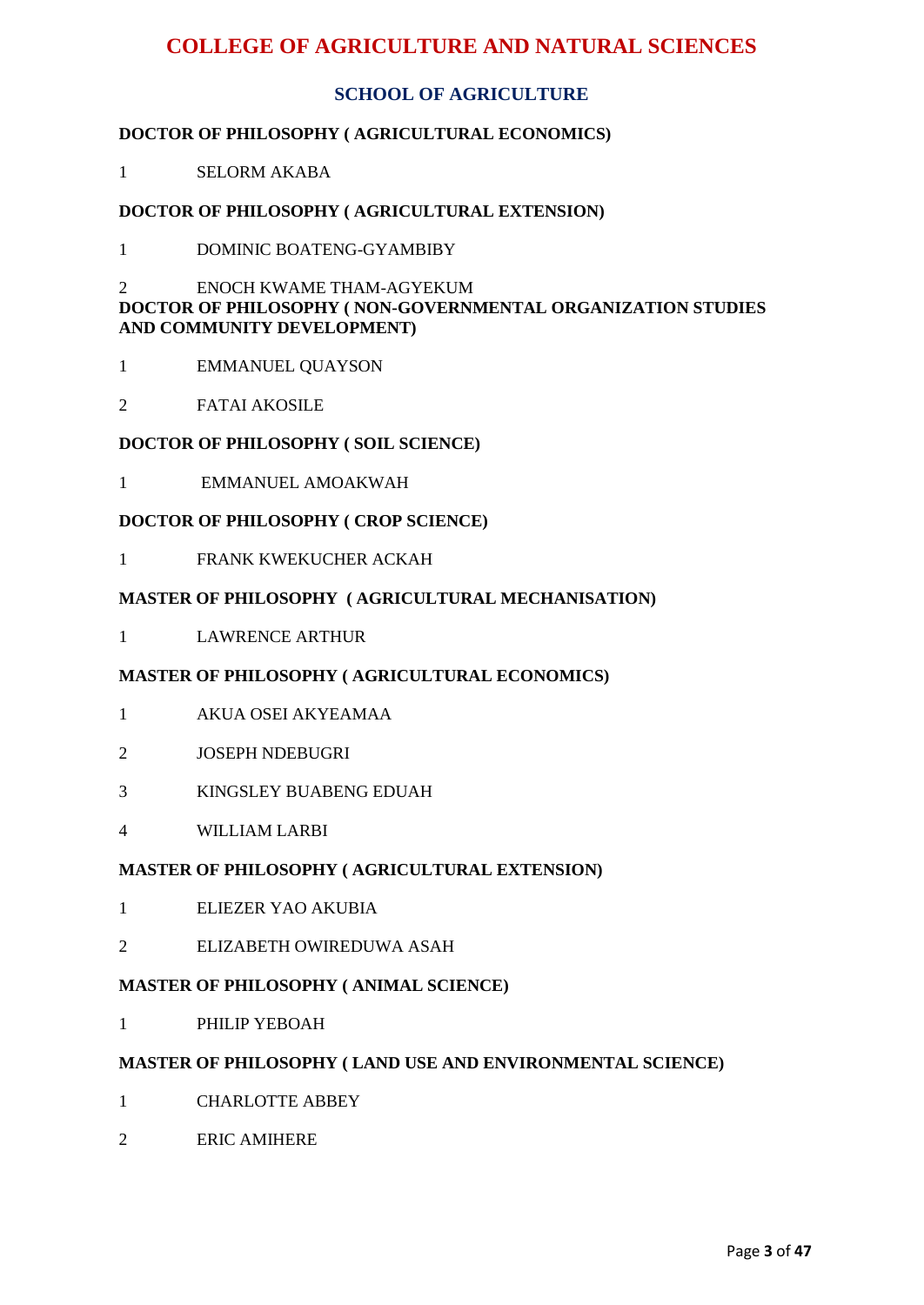# COLLEGE OF AGRICULTURE AND NATURAL SCIENCES

## SCHOOL OF AGRICULTURE

### DOCTOR OF PHILOSOPHY ( AGRICULTURAL ECONOMICS)

1 SELORM AKABA

### DOCTOR OF PHILOSOPHY ( AGRICULTURAL EXTENSION)

1 DOMINIC BOATENG-GYAMBIBY

2 ENOCH KWAME THAM-AGYEKUM

### DOCTOR OF PHILOSOPHY ( NON-GOVERNMENTAL ORGANIZATION STUDIES AND COMMUNITY DEVELOPMENT)

1 EMMANUEL QUAYSON

2 FATAI AKOSILE

### DOCTOR OF PHILOSOPHY ( SOIL SCIENCE)

1 EMMANUEL AMOAKWAH

### DOCTOR OF PHILOSOPHY ( CROP SCIENCE)

1 FRANK KWEKUCHER ACKAH

### MASTER OF PHILOSOPHY ( AGRICULTURAL MECHANISATION)

1 LAWRENCE ARTHUR

### MASTER OF PHILOSOPHY ( AGRICULTURAL ECONOMICS)

1 AKUA OSEI AKYEAMAA

2 JOSEPH NDEBUGRI

3 KINGSLEY BUABENG EDUAH

4 WILLIAM LARBI

### MASTER OF PHILOSOPHY ( AGRICULTURAL EXTENSION)

1 ELIEZER YAO AKUBIA

2 ELIZABETH OWIREDUWA ASAH

### MASTER OF PHILOSOPHY ( ANIMAL SCIENCE)

1 PHILIP YEBOAH

### MASTER OF PHILOSOPHY ( LAND USE AND ENVIRONMENTAL SCIENCE)

1 CHARLOTTE ABBEY

2 ERIC AMIHERE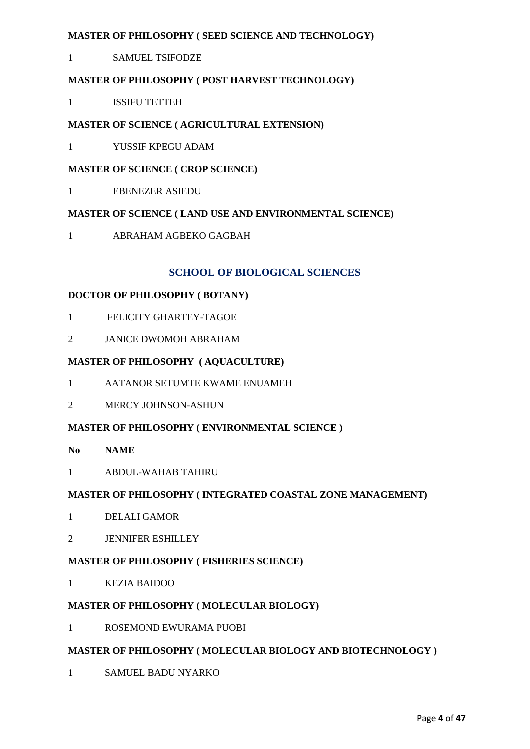**MASTER OF PHILOSOPHY ( SEED SCIENCE AND TECHNOLOGY)**

1 SAMUEL TSIFODZE

**MASTER OF PHILOSOPHY ( POST HARVEST TECHNOLOGY)**

1 ISSIFU TETTEH

**MASTER OF SCIENCE ( AGRICULTURAL EXTENSION)**

1 YUSSIF KPEGU ADAM

**MASTER OF SCIENCE ( CROP SCIENCE)**

1 EBENEZER ASIEDU

**MASTER OF SCIENCE ( LAND USE AND ENVIRONMENTAL SCIENCE)**

1 ABRAHAM AGBEKO GAGBAH

## SCHOOL OF BIOLOGICAL SCIENCES

**DOCTOR OF PHILOSOPHY ( BOTANY)**

1 FELICITY GHARTEY-TAGOE

2 JANICE DWOMOH ABRAHAM

**MASTER OF PHILOSOPHY ( AQUACULTURE)**

1 AATANOR SETUMTE KWAME ENUAMEH

2 MERCY JOHNSON-ASHUN

**MASTER OF PHILOSOPHY ( ENVIRONMENTAL SCIENCE )**

**No NAME**

1 ABDUL-WAHAB TAHIRU

**MASTER OF PHILOSOPHY ( INTEGRATED COASTAL ZONE MANAGEMENT)**

1 DELALI GAMOR

2 JENNIFER ESHILLEY

**MASTER OF PHILOSOPHY ( FISHERIES SCIENCE)**

1 KEZIA BAIDOO

**MASTER OF PHILOSOPHY ( MOLECULAR BIOLOGY)**

1 ROSEMOND EWURAMA PUOBI

**MASTER OF PHILOSOPHY ( MOLECULAR BIOLOGY AND BIOTECHNOLOGY )**

1 SAMUEL BADU NYARKO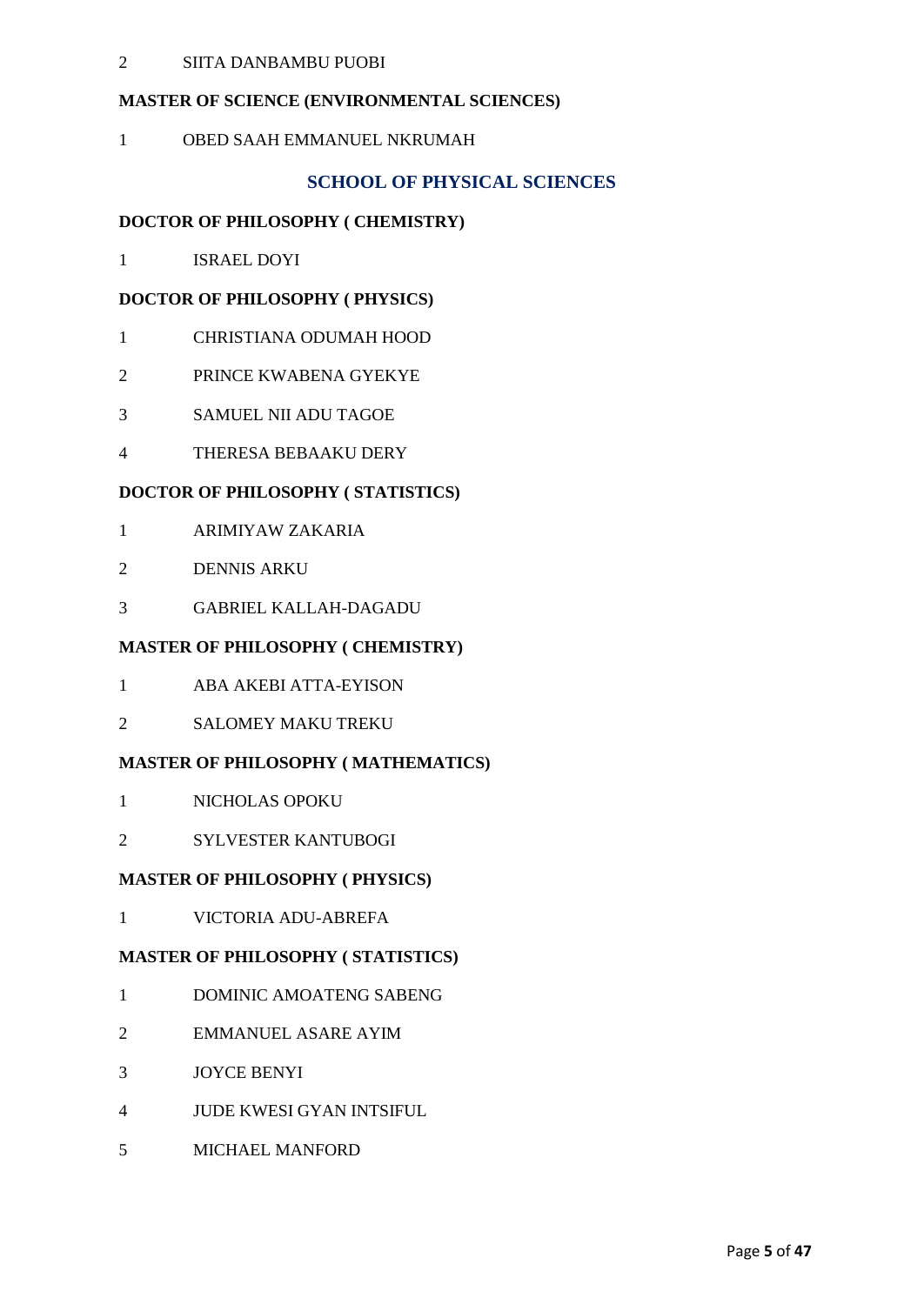2 SIITA DANBAMBU PUOBI

**MASTER OF SCIENCE (ENVIRONMENTAL SCIENCES)**

1 OBED SAAH EMMANUEL NKRUMAH

## SCHOOL OF PHYSICAL SCIENCES

**DOCTOR OF PHILOSOPHY ( CHEMISTRY)**

1 ISRAEL DOYI

**DOCTOR OF PHILOSOPHY ( PHYSICS)**

1 CHRISTIANA ODUMAH HOOD

2 PRINCE KWABENA GYEKYE

3 SAMUEL NII ADU TAGOE

4 THERESA BEBAAKU DERY

**DOCTOR OF PHILOSOPHY ( STATISTICS)**

1 ARIMIYAW ZAKARIA

2 DENNIS ARKU

3 GABRIEL KALLAH-DAGADU

**MASTER OF PHILOSOPHY ( CHEMISTRY)**

1 ABA AKEBI ATTA-EYISON

2 SALOMEY MAKU TREKU

**MASTER OF PHILOSOPHY ( MATHEMATICS)**

1 NICHOLAS OPOKU

2 SYLVESTER KANTUBOGI

**MASTER OF PHILOSOPHY ( PHYSICS)**

1 VICTORIA ADU-ABREFA

**MASTER OF PHILOSOPHY ( STATISTICS)**

1 DOMINIC AMOATENG SABENG

2 EMMANUEL ASARE AYIM

3 JOYCE BENYI

4 JUDE KWESI GYAN INTSIFUL

5 MICHAEL MANFORD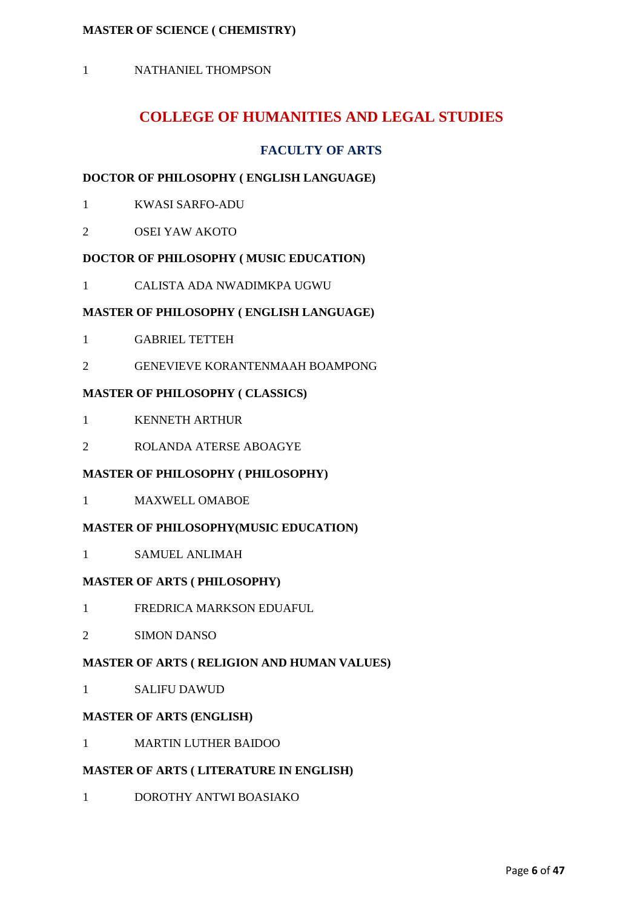**MASTER OF SCIENCE ( CHEMISTRY)**

1 NATHANIEL THOMPSON

# COLLEGE OF HUMANITIES AND LEGAL STUDIES

## FACULTY OF ARTS

**DOCTOR OF PHILOSOPHY ( ENGLISH LANGUAGE)**

1 KWASI SARFO-ADU

2 OSEI YAW AKOTO

**DOCTOR OF PHILOSOPHY ( MUSIC EDUCATION)**

1 CALISTA ADA NWADIMKPA UGWU

**MASTER OF PHILOSOPHY ( ENGLISH LANGUAGE)**

1 GABRIEL TETTEH

2 GENEVIEVE KORANTENMAAH BOAMPONG

**MASTER OF PHILOSOPHY ( CLASSICS)**

1 KENNETH ARTHUR

2 ROLANDA ATERSE ABOAGYE

**MASTER OF PHILOSOPHY ( PHILOSOPHY)**

1 MAXWELL OMABOE

**MASTER OF PHILOSOPHY(MUSIC EDUCATION)**

1 SAMUEL ANLIMAH

**MASTER OF ARTS ( PHILOSOPHY)**

1 FREDRICA MARKSON EDUAFUL

2 SIMON DANSO

**MASTER OF ARTS ( RELIGION AND HUMAN VALUES)**

1 SALIFU DAWUD

**MASTER OF ARTS (ENGLISH)**

1 MARTIN LUTHER BAIDOO

**MASTER OF ARTS ( LITERATURE IN ENGLISH)**

1 DOROTHY ANTWI BOASIAKO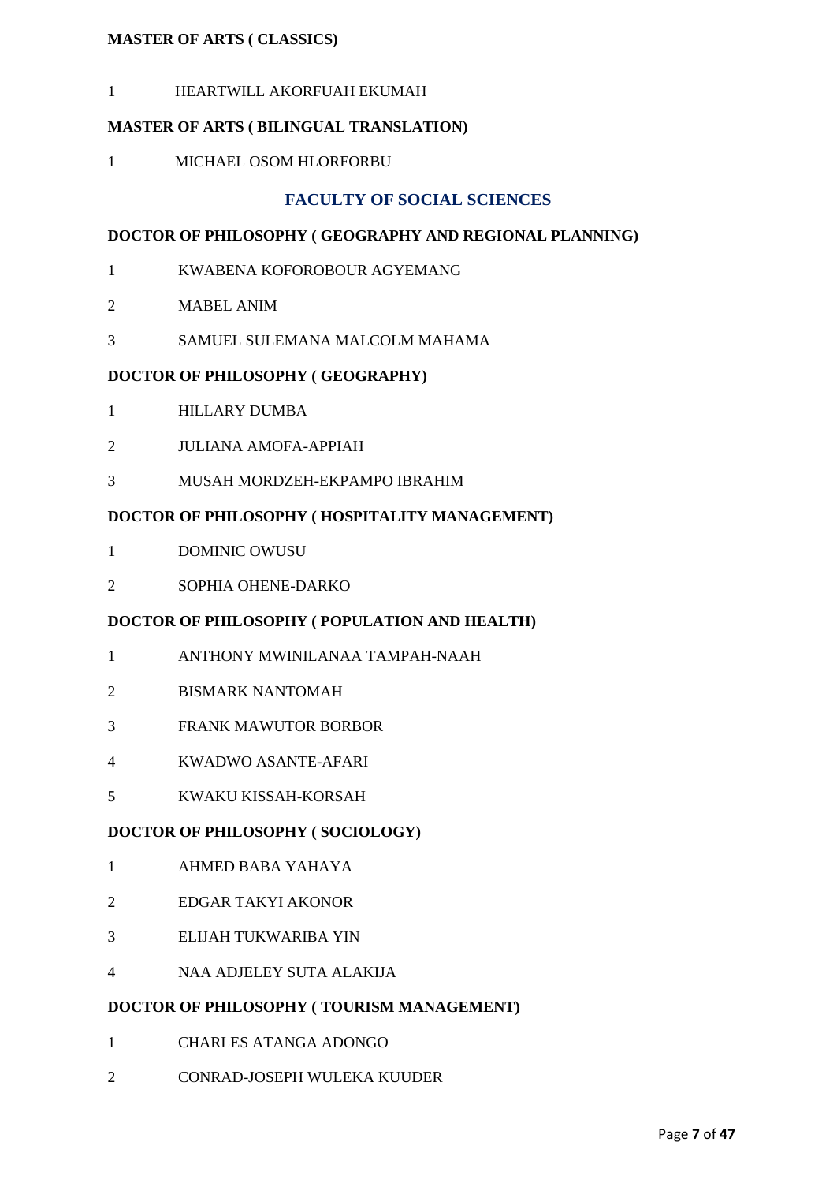**MASTER OF ARTS ( CLASSICS)**

1 HEARTWILL AKORFUAH EKUMAH

**MASTER OF ARTS ( BILINGUAL TRANSLATION)**

1 MICHAEL OSOM HLORFORBU

## FACULTY OF SOCIAL SCIENCES

**DOCTOR OF PHILOSOPHY ( GEOGRAPHY AND REGIONAL PLANNING)**

1 KWABENA KOFOROBOUR AGYEMANG

2 MABEL ANIM

3 SAMUEL SULEMANA MALCOLM MAHAMA

**DOCTOR OF PHILOSOPHY ( GEOGRAPHY)**

1 HILLARY DUMBA

2 JULIANA AMOFA-APPIAH

3 MUSAH MORDZEH-EKPAMPO IBRAHIM

**DOCTOR OF PHILOSOPHY ( HOSPITALITY MANAGEMENT)**

1 DOMINIC OWUSU

2 SOPHIA OHENE-DARKO

**DOCTOR OF PHILOSOPHY ( POPULATION AND HEALTH)**

1 ANTHONY MWINILANAA TAMPAH-NAAH

2 BISMARK NANTOMAH

3 FRANK MAWUTOR BORBOR

4 KWADWO ASANTE-AFARI

5 KWAKU KISSAH-KORSAH

**DOCTOR OF PHILOSOPHY ( SOCIOLOGY)**

1 AHMED BABA YAHAYA

2 EDGAR TAKYI AKONOR

3 ELIJAH TUKWARIBA YIN

4 NAA ADJELEY SUTA ALAKIJA

**DOCTOR OF PHILOSOPHY ( TOURISM MANAGEMENT)**

1 CHARLES ATANGA ADONGO

2 CONRAD-JOSEPH WULEKA KUUDER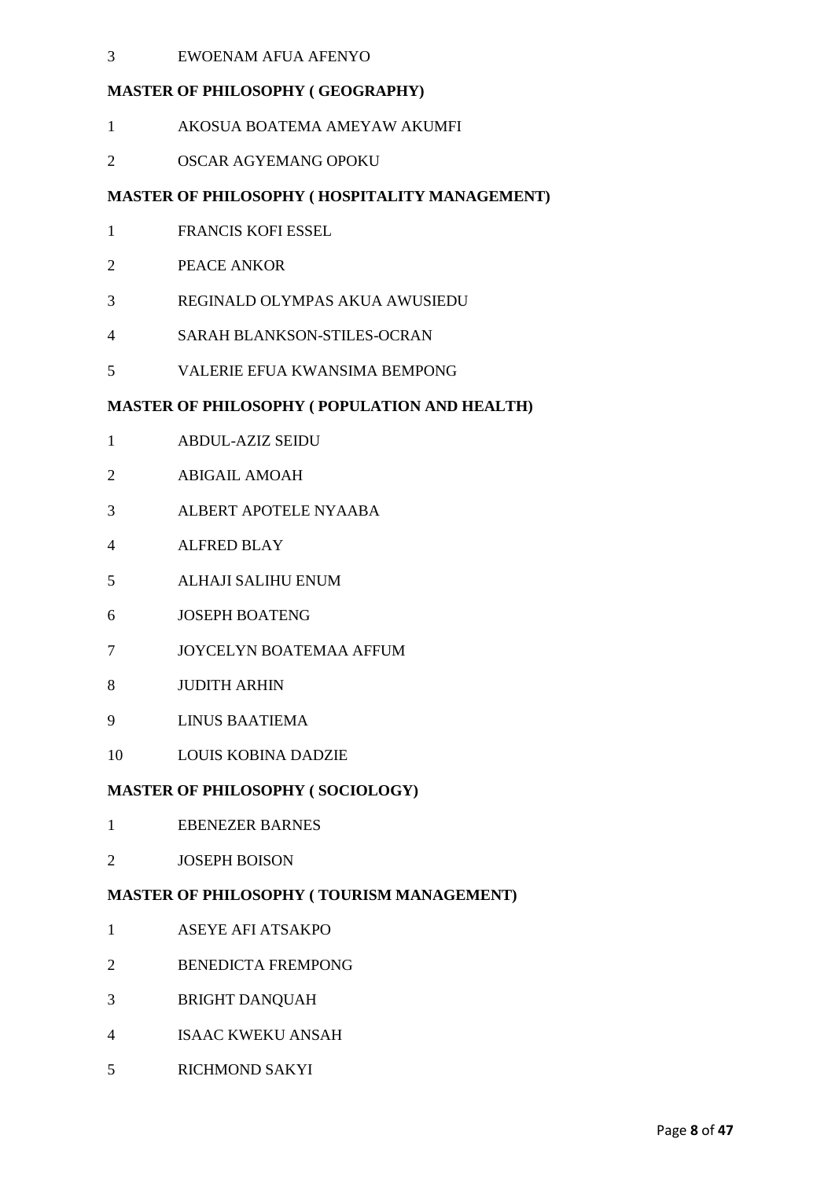3 EWOENAM AFUA AFENYO

**MASTER OF PHILOSOPHY ( GEOGRAPHY)**

1 AKOSUA BOATEMA AMEYAW AKUMFI

2 OSCAR AGYEMANG OPOKU

**MASTER OF PHILOSOPHY ( HOSPITALITY MANAGEMENT)**

1 FRANCIS KOFI ESSEL

2 PEACE ANKOR

3 REGINALD OLYMPAS AKUA AWUSIEDU

4 SARAH BLANKSON-STILES-OCRAN

5 VALERIE EFUA KWANSIMA BEMPONG

**MASTER OF PHILOSOPHY ( POPULATION AND HEALTH)**

1 ABDUL-AZIZ SEIDU

2 ABIGAIL AMOAH

3 ALBERT APOTELE NYAABA

4 ALFRED BLAY

5 ALHAJI SALIHU ENUM

6 JOSEPH BOATENG

7 JOYCELYN BOATEMAA AFFUM

8 JUDITH ARHIN

9 LINUS BAATIEMA

10 LOUIS KOBINA DADZIE

**MASTER OF PHILOSOPHY ( SOCIOLOGY)**

1 EBENEZER BARNES

2 JOSEPH BOISON

**MASTER OF PHILOSOPHY ( TOURISM MANAGEMENT)**

1 ASEYE AFI ATSAKPO

2 BENEDICTA FREMPONG

3 BRIGHT DANQUAH

4 ISAAC KWEKU ANSAH

5 RICHMOND SAKYI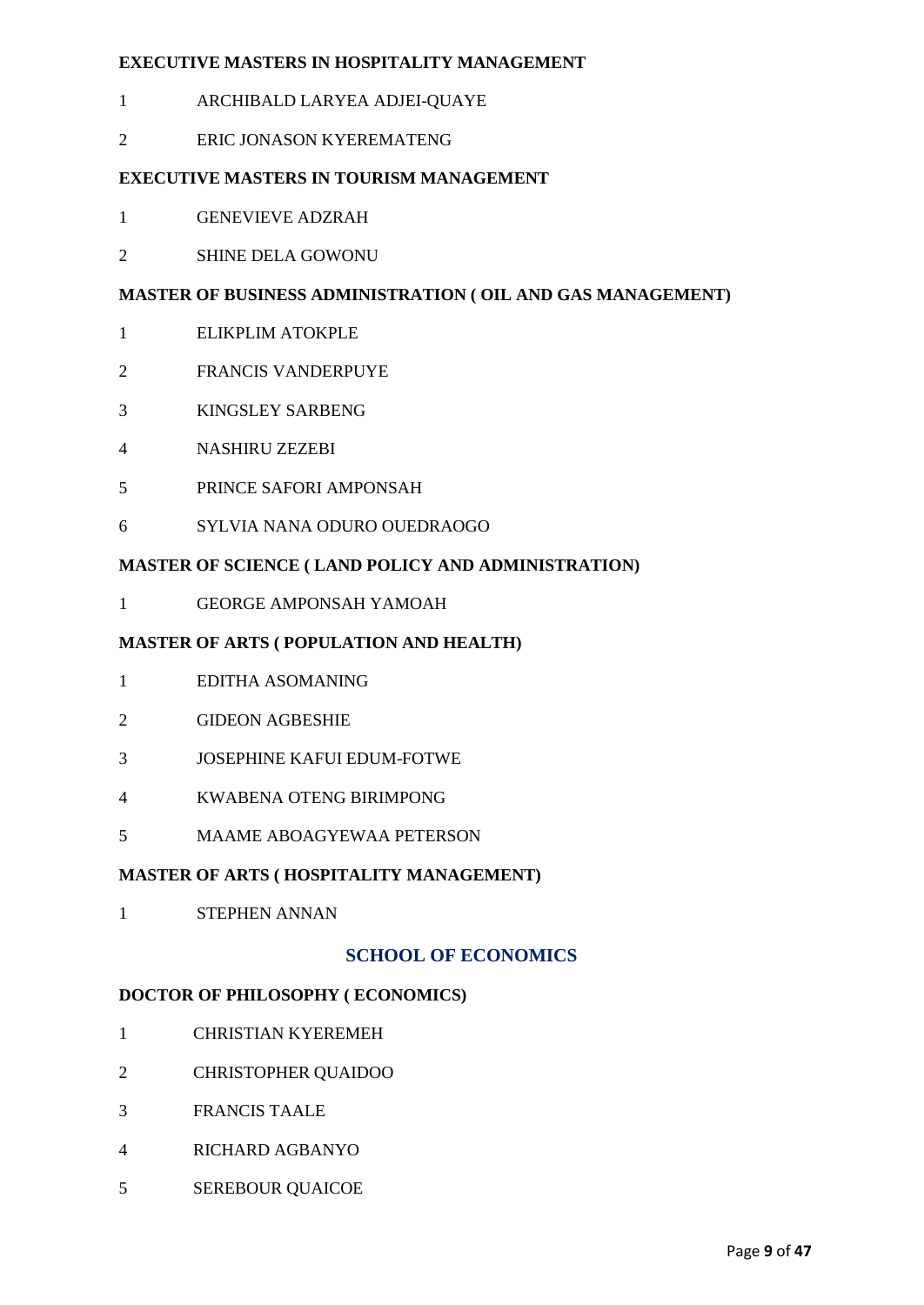**EXECUTIVE MASTERS IN HOSPITALITY MANAGEMENT**

1 ARCHIBALD LARYEA ADJEI-QUAYE

2 ERIC JONASON KYEREMATENG

**EXECUTIVE MASTERS IN TOURISM MANAGEMENT**

1 GENEVIEVE ADZRAH

2 SHINE DELA GOWONU

**MASTER OF BUSINESS ADMINISTRATION ( OIL AND GAS MANAGEMENT)**

1 ELIKPLIM ATOKPLE

2 FRANCIS VANDERPUYE

3 KINGSLEY SARBENG

4 NASHIRU ZEZEBI

5 PRINCE SAFORI AMPONSAH

6 SYLVIA NANA ODURO OUEDRAOGO

**MASTER OF SCIENCE ( LAND POLICY AND ADMINISTRATION)**

1 GEORGE AMPONSAH YAMOAH

**MASTER OF ARTS ( POPULATION AND HEALTH)**

1 EDITHA ASOMANING

2 GIDEON AGBESHIE

3 JOSEPHINE KAFUI EDUM-FOTWE

4 KWABENA OTENG BIRIMPONG

5 MAAME ABOAGYEWAA PETERSON

**MASTER OF ARTS ( HOSPITALITY MANAGEMENT)**

1 STEPHEN ANNAN

## SCHOOL OF ECONOMICS

**DOCTOR OF PHILOSOPHY ( ECONOMICS)**

1 CHRISTIAN KYEREMEH

2 CHRISTOPHER QUAIDOO

3 FRANCIS TAALE

4 RICHARD AGBANYO

5 SEREBOUR QUAICOE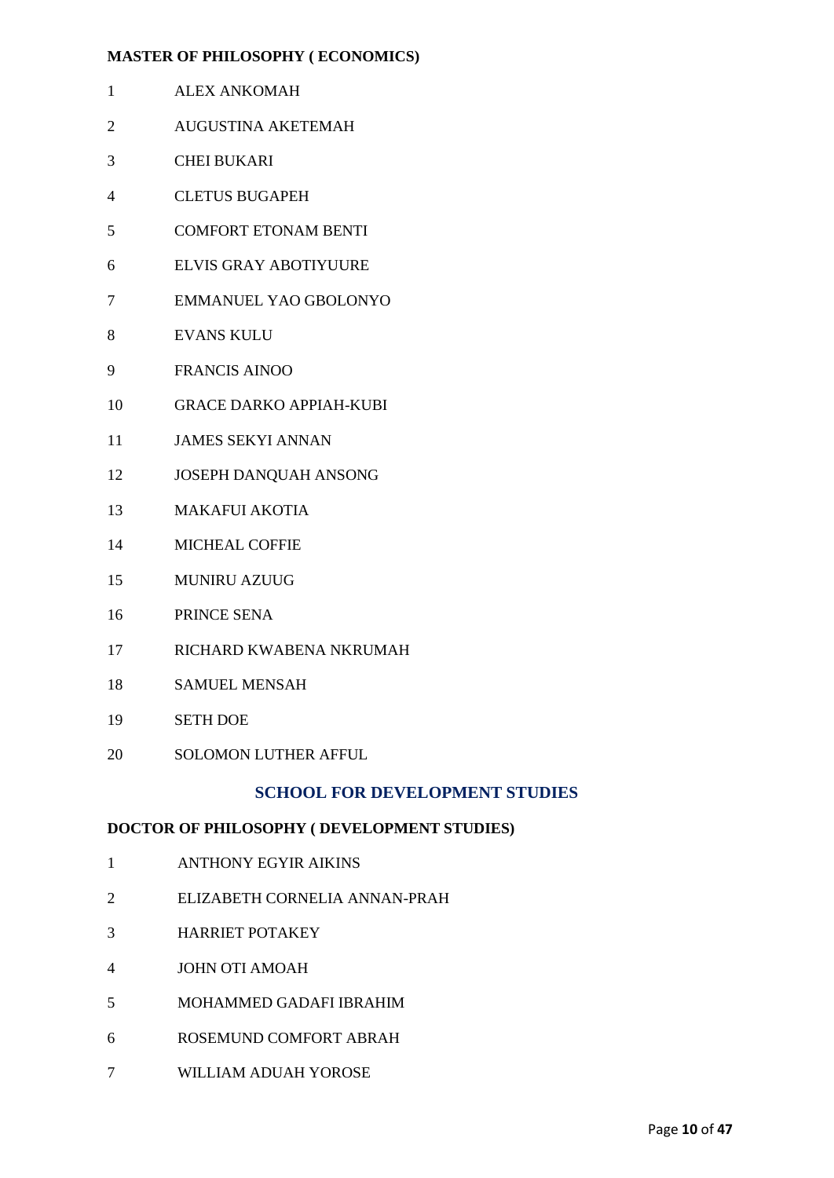**MASTER OF PHILOSOPHY ( ECONOMICS)**

1 ALEX ANKOMAH

2 AUGUSTINA AKETEMAH

3 CHEI BUKARI

4 CLETUS BUGAPEH

5 COMFORT ETONAM BENTI

6 ELVIS GRAY ABOTIYUURE

7 EMMANUEL YAO GBOLONYO

8 EVANS KULU

9 FRANCIS AINOO

10 GRACE DARKO APPIAH-KUBI

11 JAMES SEKYI ANNAN

12 JOSEPH DANQUAH ANSONG

13 MAKAFUI AKOTIA

14 MICHEAL COFFIE

15 MUNIRU AZUUG

16 PRINCE SENA

17 RICHARD KWABENA NKRUMAH

18 SAMUEL MENSAH

19 SETH DOE

20 SOLOMON LUTHER AFFUL

## SCHOOL FOR DEVELOPMENT STUDIES

**DOCTOR OF PHILOSOPHY ( DEVELOPMENT STUDIES)**

1 ANTHONY EGYIR AIKINS

2 ELIZABETH CORNELIA ANNAN-PRAH

3 HARRIET POTAKEY

4 JOHN OTI AMOAH

5 MOHAMMED GADAFI IBRAHIM

6 ROSEMUND COMFORT ABRAH

7 WILLIAM ADUAH YOROSE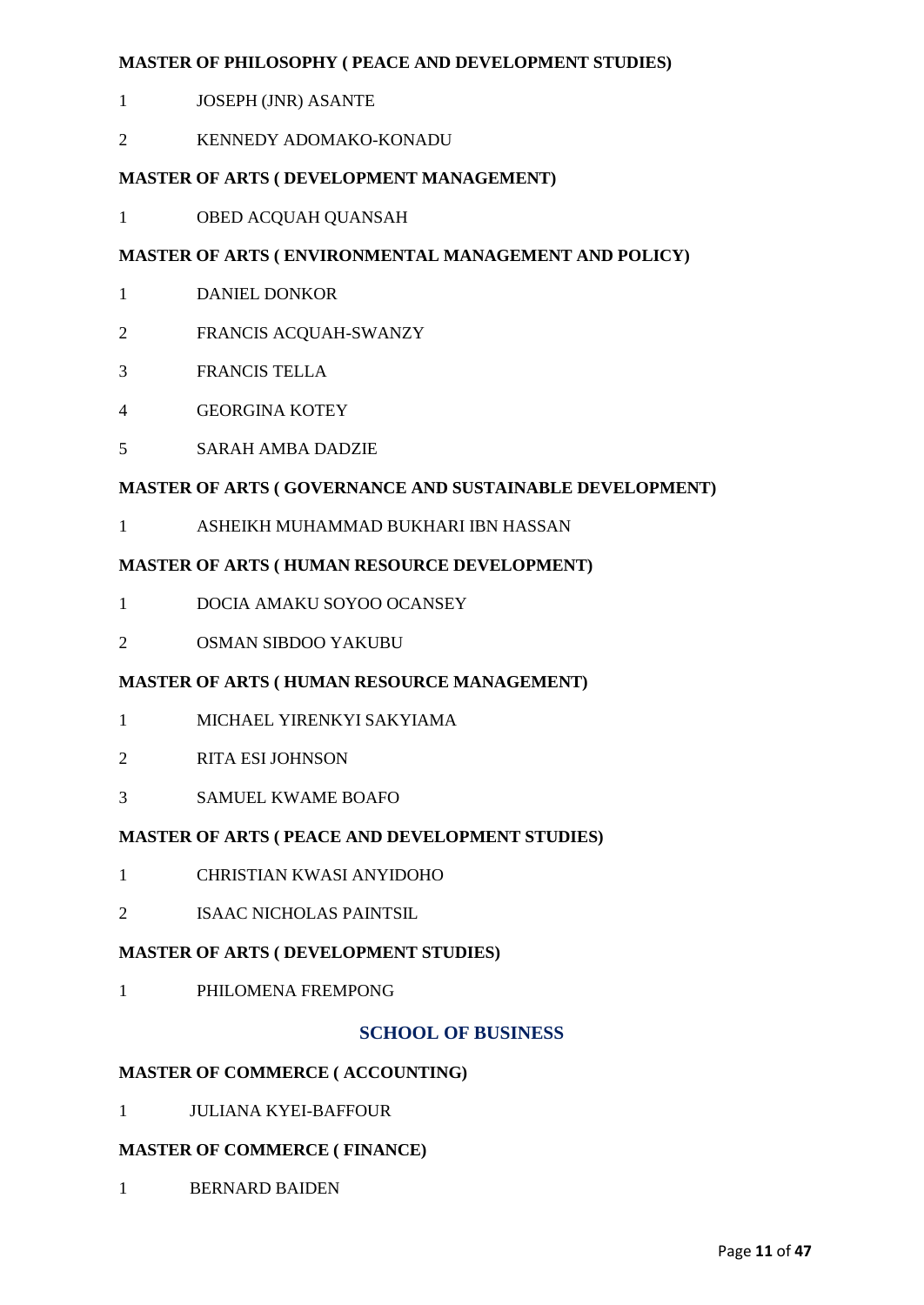**MASTER OF PHILOSOPHY ( PEACE AND DEVELOPMENT STUDIES)**

1 JOSEPH (JNR) ASANTE

2 KENNEDY ADOMAKO-KONADU

**MASTER OF ARTS ( DEVELOPMENT MANAGEMENT)**

1 OBED ACQUAH QUANSAH

**MASTER OF ARTS ( ENVIRONMENTAL MANAGEMENT AND POLICY)**

1 DANIEL DONKOR

2 FRANCIS ACQUAH-SWANZY

3 FRANCIS TELLA

4 GEORGINA KOTEY

5 SARAH AMBA DADZIE

**MASTER OF ARTS ( GOVERNANCE AND SUSTAINABLE DEVELOPMENT)**

1 ASHEIKH MUHAMMAD BUKHARI IBN HASSAN

**MASTER OF ARTS ( HUMAN RESOURCE DEVELOPMENT)**

1 DOCIA AMAKU SOYOO OCANSEY

2 OSMAN SIBDOO YAKUBU

**MASTER OF ARTS ( HUMAN RESOURCE MANAGEMENT)**

1 MICHAEL YIRENKYI SAKYIAMA

2 RITA ESI JOHNSON

3 SAMUEL KWAME BOAFO

**MASTER OF ARTS ( PEACE AND DEVELOPMENT STUDIES)**

1 CHRISTIAN KWASI ANYIDOHO

2 ISAAC NICHOLAS PAINTSIL

**MASTER OF ARTS ( DEVELOPMENT STUDIES)**

1 PHILOMENA FREMPONG

## SCHOOL OF BUSINESS

**MASTER OF COMMERCE ( ACCOUNTING)**

1 JULIANA KYEI-BAFFOUR

**MASTER OF COMMERCE ( FINANCE)**

1 BERNARD BAIDEN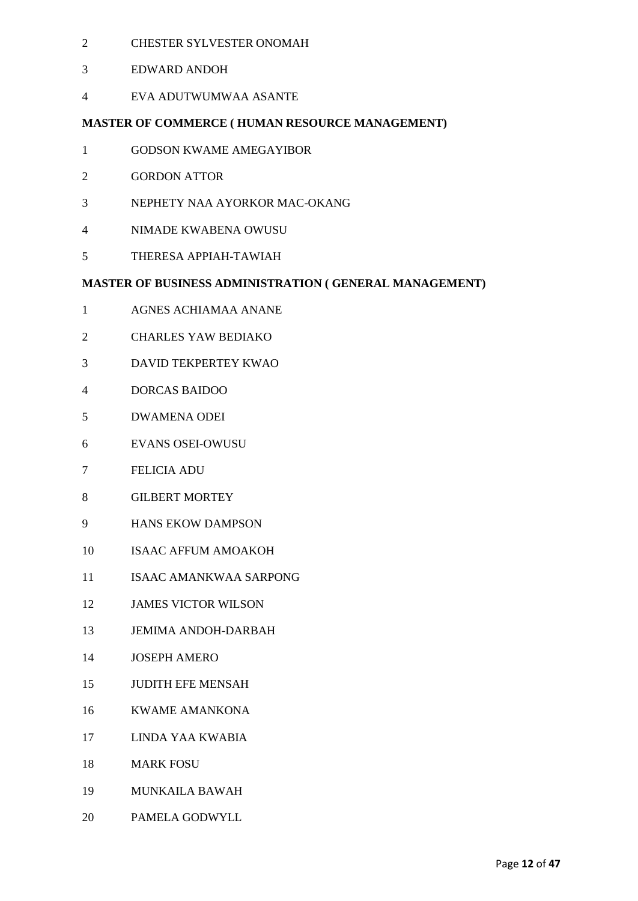2 CHESTER SYLVESTER ONOMAH

3 EDWARD ANDOH

4 EVA ADUTWUMWAA ASANTE

**MASTER OF COMMERCE ( HUMAN RESOURCE MANAGEMENT)**

1 GODSON KWAME AMEGAYIBOR

2 GORDON ATTOR

3 NEPHETY NAA AYORKOR MAC-OKANG

4 NIMADE KWABENA OWUSU

5 THERESA APPIAH-TAWIAH

**MASTER OF BUSINESS ADMINISTRATION ( GENERAL MANAGEMENT)**

1 AGNES ACHIAMAA ANANE

2 CHARLES YAW BEDIAKO

3 DAVID TEKPERTEY KWAO

4 DORCAS BAIDOO

5 DWAMENA ODEI

6 EVANS OSEI-OWUSU

7 FELICIA ADU

8 GILBERT MORTEY

9 HANS EKOW DAMPSON

10 ISAAC AFFUM AMOAKOH

11 ISAAC AMANKWAA SARPONG

12 JAMES VICTOR WILSON

13 JEMIMA ANDOH-DARBAH

14 JOSEPH AMERO

15 JUDITH EFE MENSAH

16 KWAME AMANKONA

17 LINDA YAA KWABIA

18 MARK FOSU

19 MUNKAILA BAWAH

20 PAMELA GODWYLL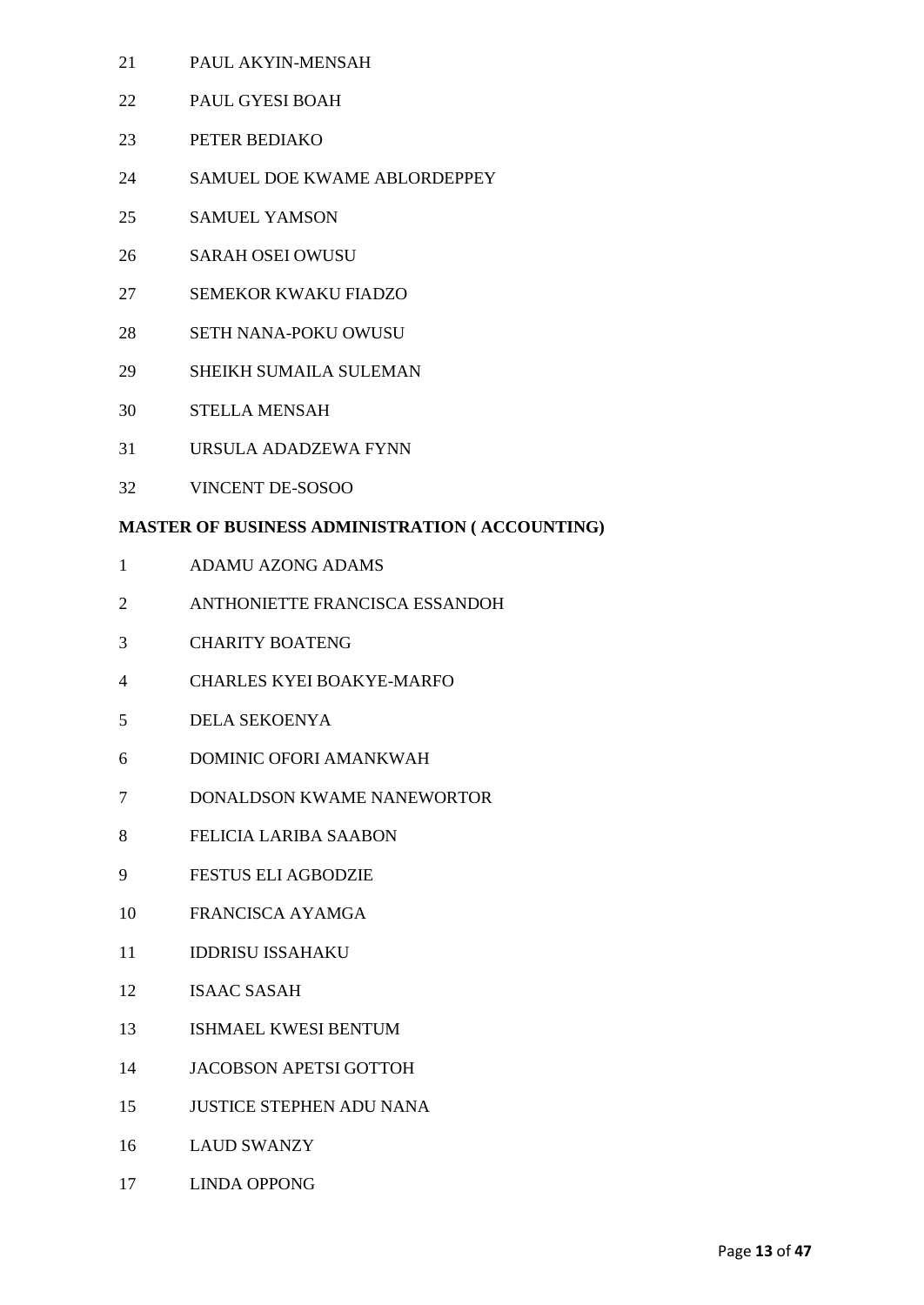21 PAUL AKYIN-MENSAH

22 PAUL GYESI BOAH

23 PETER BEDIAKO

24 SAMUEL DOE KWAME ABLORDEPPEY

25 SAMUEL YAMSON

26 SARAH OSEI OWUSU

27 SEMEKOR KWAKU FIADZO

28 SETH NANA-POKU OWUSU

29 SHEIKH SUMAILA SULEMAN

30 STELLA MENSAH

31 URSULA ADADZEWA FYNN

32 VINCENT DE-SOSOO

**MASTER OF BUSINESS ADMINISTRATION ( ACCOUNTING)**

1 ADAMU AZONG ADAMS

2 ANTHONIETTE FRANCISCA ESSANDOH

3 CHARITY BOATENG

4 CHARLES KYEI BOAKYE-MARFO

5 DELA SEKOENYA

6 DOMINIC OFORI AMANKWAH

7 DONALDSON KWAME NANEWORTOR

8 FELICIA LARIBA SAABON

9 FESTUS ELI AGBODZIE

10 FRANCISCA AYAMGA

11 IDDRISU ISSAHAKU

12 ISAAC SASAH

13 ISHMAEL KWESI BENTUM

14 JACOBSON APETSI GOTTOH

15 JUSTICE STEPHEN ADU NANA

16 LAUD SWANZY

17 LINDA OPPONG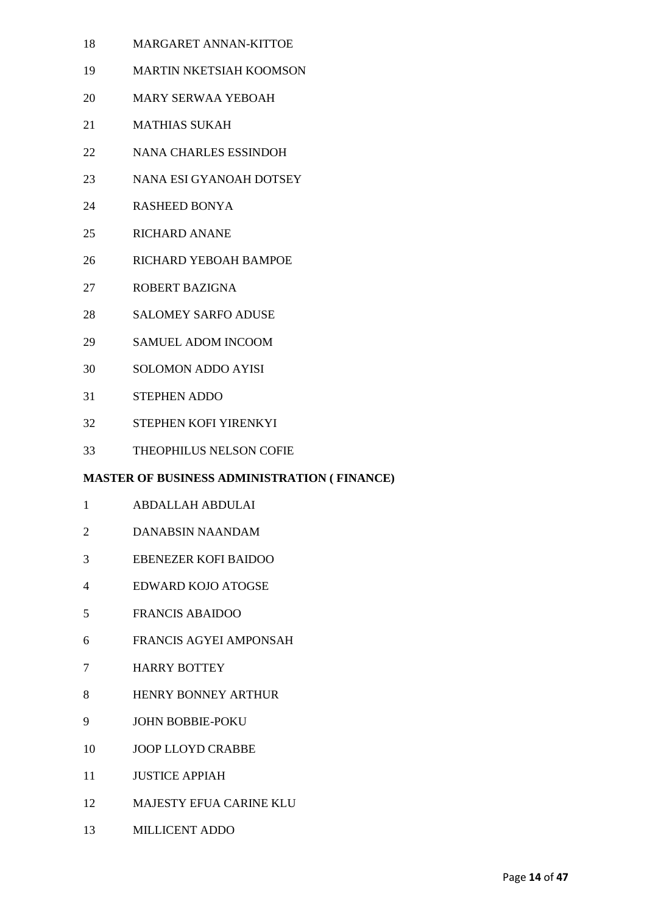18 MARGARET ANNAN-KITTOE

19 MARTIN NKETSIAH KOOMSON

20 MARY SERWAA YEBOAH

21 MATHIAS SUKAH

22 NANA CHARLES ESSINDOH

23 NANA ESI GYANOAH DOTSEY

24 RASHEED BONYA

25 RICHARD ANANE

26 RICHARD YEBOAH BAMPOE

27 ROBERT BAZIGNA

28 SALOMEY SARFO ADUSE

29 SAMUEL ADOM INCOOM

30 SOLOMON ADDO AYISI

31 STEPHEN ADDO

32 STEPHEN KOFI YIRENKYI

33 THEOPHILUS NELSON COFIE

**MASTER OF BUSINESS ADMINISTRATION ( FINANCE)**

1 ABDALLAH ABDULAI

2 DANABSIN NAANDAM

3 EBENEZER KOFI BAIDOO

4 EDWARD KOJO ATOGSE

5 FRANCIS ABAIDOO

6 FRANCIS AGYEI AMPONSAH

7 HARRY BOTTEY

8 HENRY BONNEY ARTHUR

9 JOHN BOBBIE-POKU

10 JOOP LLOYD CRABBE

11 JUSTICE APPIAH

12 MAJESTY EFUA CARINE KLU

13 MILLICENT ADDO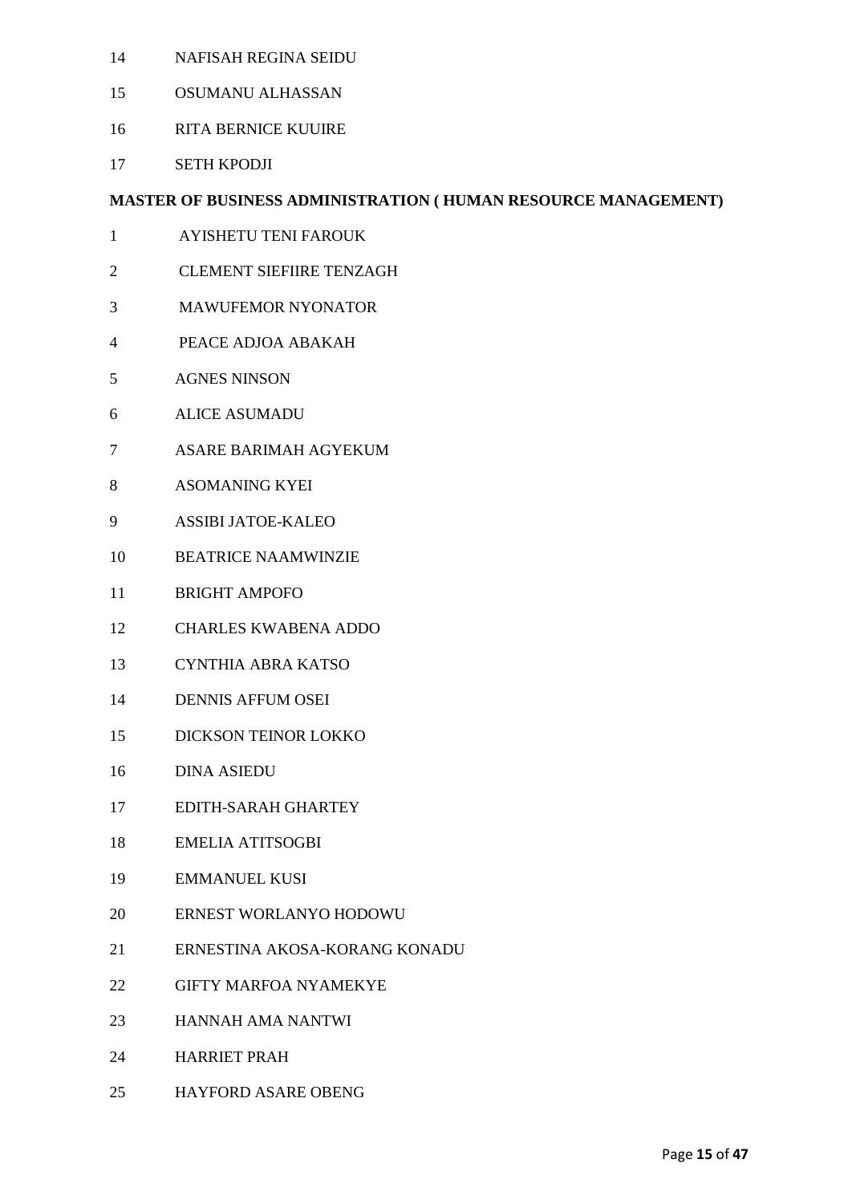14 NAFISAH REGINA SEIDU

15 OSUMANU ALHASSAN

16 RITA BERNICE KUUIRE

17 SETH KPODJI

**MASTER OF BUSINESS ADMINISTRATION ( HUMAN RESOURCE MANAGEMENT)**

1 AYISHETU TENI FAROUK

2 CLEMENT SIEFIIRE TENZAGH

3 MAWUFEMOR NYONATOR

4 PEACE ADJOA ABAKAH

5 AGNES NINSON

6 ALICE ASUMADU

7 ASARE BARIMAH AGYEKUM

8 ASOMANING KYEI

9 ASSIBI JATOE-KALEO

10 BEATRICE NAAMWINZIE

11 BRIGHT AMPOFO

12 CHARLES KWABENA ADDO

13 CYNTHIA ABRA KATSO

14 DENNIS AFFUM OSEI

15 DICKSON TEINOR LOKKO

16 DINA ASIEDU

17 EDITH-SARAH GHARTEY

18 EMELIA ATITSOGBI

19 EMMANUEL KUSI

20 ERNEST WORLANYO HODOWU

21 ERNESTINA AKOSA-KORANG KONADU

22 GIFTY MARFOA NYAMEKYE

23 HANNAH AMA NANTWI

24 HARRIET PRAH

25 HAYFORD ASARE OBENG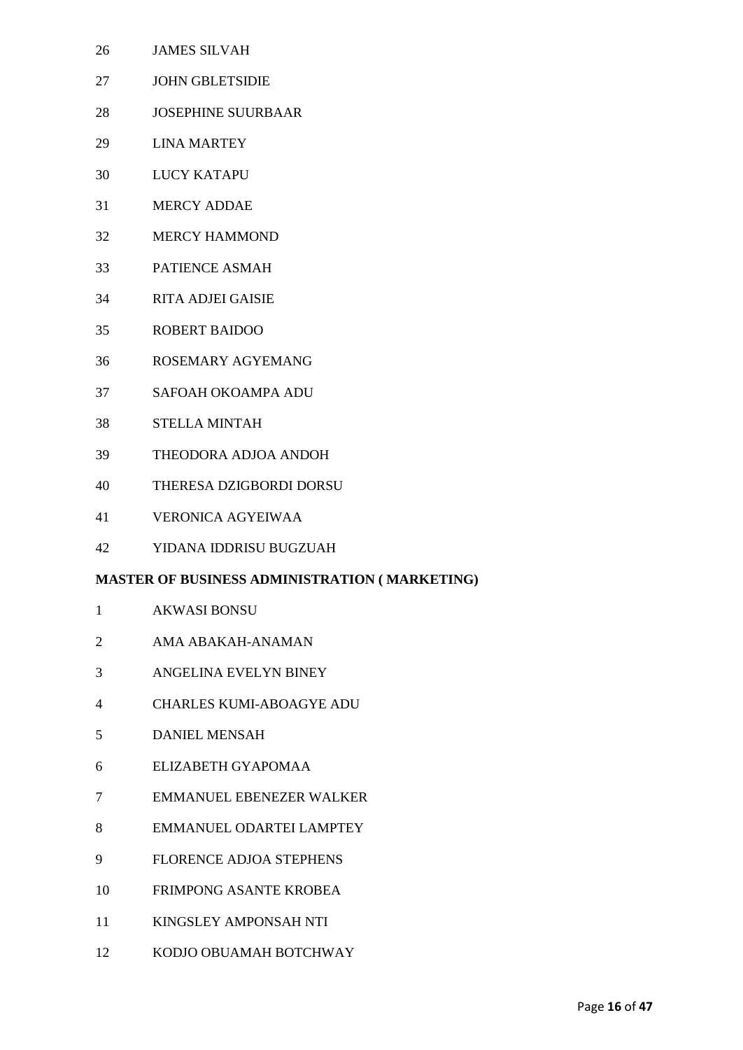26 JAMES SILVAH

27 JOHN GBLETSIDIE

28 JOSEPHINE SUURBAAR

29 LINA MARTEY

30 LUCY KATAPU

31 MERCY ADDAE

32 MERCY HAMMOND

33 PATIENCE ASMAH

34 RITA ADJEI GAISIE

35 ROBERT BAIDOO

36 ROSEMARY AGYEMANG

37 SAFOAH OKOAMPA ADU

38 STELLA MINTAH

39 THEODORA ADJOA ANDOH

40 THERESA DZIGBORDI DORSU

41 VERONICA AGYEIWAA

42 YIDANA IDDRISU BUGZUAH

**MASTER OF BUSINESS ADMINISTRATION ( MARKETING)**

1 AKWASI BONSU

2 AMA ABAKAH-ANAMAN

3 ANGELINA EVELYN BINEY

4 CHARLES KUMI-ABOAGYE ADU

5 DANIEL MENSAH

6 ELIZABETH GYAPOMAA

7 EMMANUEL EBENEZER WALKER

8 EMMANUEL ODARTEI LAMPTEY

9 FLORENCE ADJOA STEPHENS

10 FRIMPONG ASANTE KROBEA

11 KINGSLEY AMPONSAH NTI

12 KODJO OBUAMAH BOTCHWAY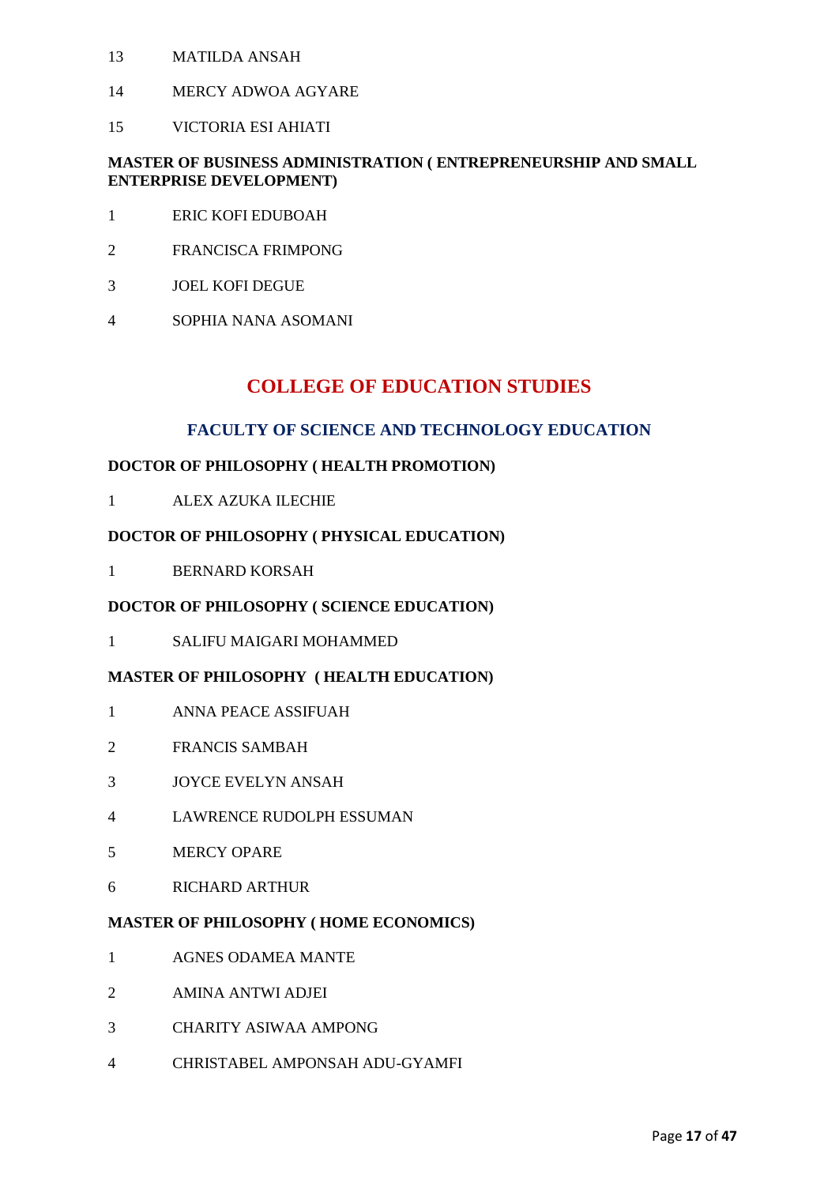13 MATILDA ANSAH

14 MERCY ADWOA AGYARE

15 VICTORIA ESI AHIATI

**MASTER OF BUSINESS ADMINISTRATION ( ENTREPRENEURSHIP AND SMALL ENTERPRISE DEVELOPMENT)**

1 ERIC KOFI EDUBOAH

2 FRANCISCA FRIMPONG

3 JOEL KOFI DEGUE

4 SOPHIA NANA ASOMANI

# COLLEGE OF EDUCATION STUDIES

## FACULTY OF SCIENCE AND TECHNOLOGY EDUCATION

**DOCTOR OF PHILOSOPHY ( HEALTH PROMOTION)**

1 ALEX AZUKA ILECHIE

**DOCTOR OF PHILOSOPHY ( PHYSICAL EDUCATION)**

1 BERNARD KORSAH

**DOCTOR OF PHILOSOPHY ( SCIENCE EDUCATION)**

1 SALIFU MAIGARI MOHAMMED

**MASTER OF PHILOSOPHY ( HEALTH EDUCATION)**

1 ANNA PEACE ASSIFUAH

2 FRANCIS SAMBAH

3 JOYCE EVELYN ANSAH

4 LAWRENCE RUDOLPH ESSUMAN

5 MERCY OPARE

6 RICHARD ARTHUR

**MASTER OF PHILOSOPHY ( HOME ECONOMICS)**

1 AGNES ODAMEA MANTE

2 AMINA ANTWI ADJEI

3 CHARITY ASIWAA AMPONG

4 CHRISTABEL AMPONSAH ADU-GYAMFI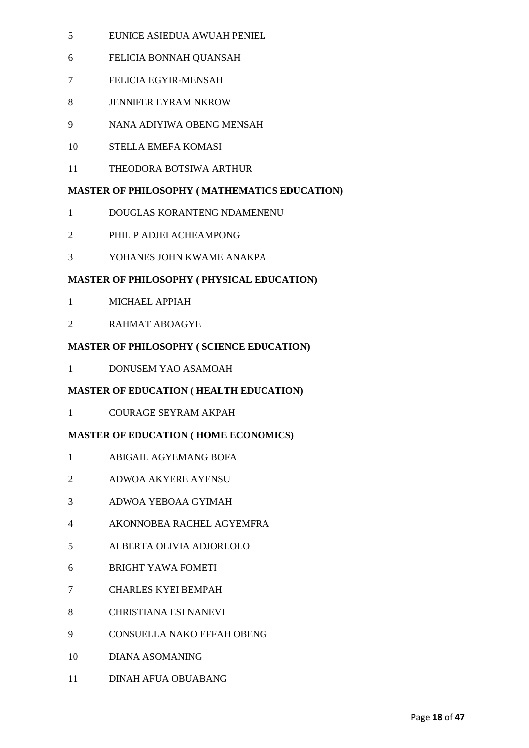5 EUNICE ASIEDUA AWUAH PENIEL

6 FELICIA BONNAH QUANSAH

7 FELICIA EGYIR-MENSAH

8 JENNIFER EYRAM NKROW

9 NANA ADIYIWA OBENG MENSAH

10 STELLA EMEFA KOMASI

11 THEODORA BOTSIWA ARTHUR

**MASTER OF PHILOSOPHY ( MATHEMATICS EDUCATION)**

1 DOUGLAS KORANTENG NDAMENENU

2 PHILIP ADJEI ACHEAMPONG

3 YOHANES JOHN KWAME ANAKPA

**MASTER OF PHILOSOPHY ( PHYSICAL EDUCATION)**

1 MICHAEL APPIAH

2 RAHMAT ABOAGYE

**MASTER OF PHILOSOPHY ( SCIENCE EDUCATION)**

1 DONUSEM YAO ASAMOAH

**MASTER OF EDUCATION ( HEALTH EDUCATION)**

1 COURAGE SEYRAM AKPAH

**MASTER OF EDUCATION ( HOME ECONOMICS)**

1 ABIGAIL AGYEMANG BOFA

2 ADWOA AKYERE AYENSU

3 ADWOA YEBOAA GYIMAH

4 AKONNOBEA RACHEL AGYEMFRA

5 ALBERTA OLIVIA ADJORLOLO

6 BRIGHT YAWA FOMETI

7 CHARLES KYEI BEMPAH

8 CHRISTIANA ESI NANEVI

9 CONSUELLA NAKO EFFAH OBENG

10 DIANA ASOMANING

11 DINAH AFUA OBUABANG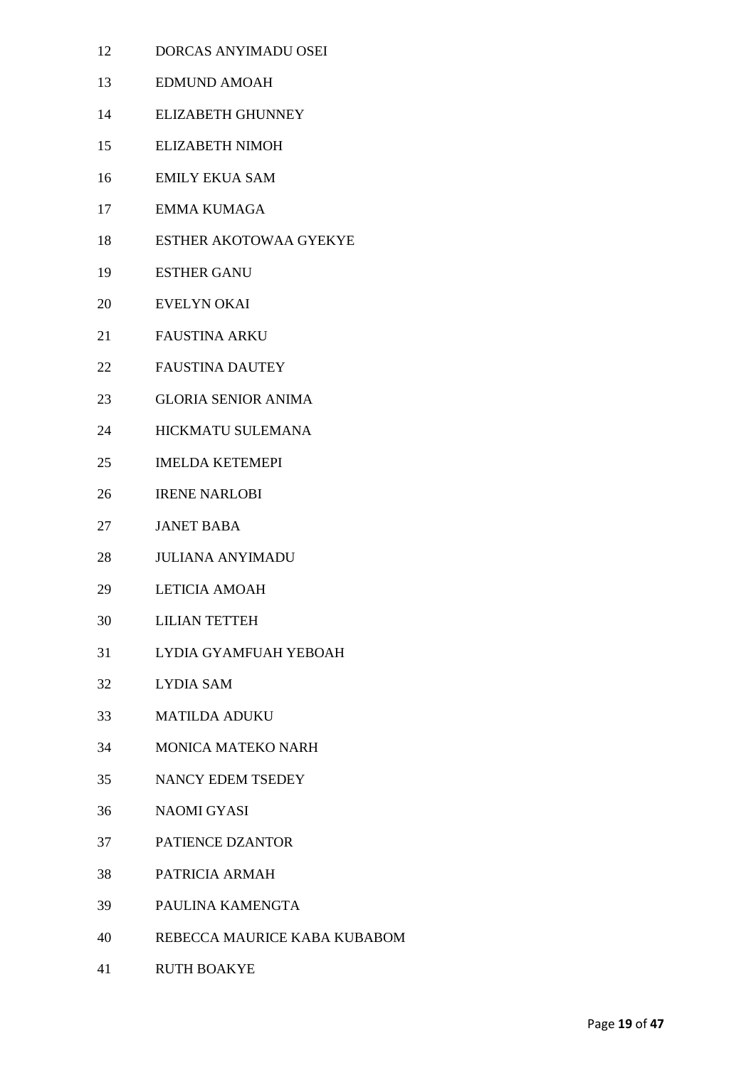12 DORCAS ANYIMADU OSEI

13 EDMUND AMOAH

14 ELIZABETH GHUNNEY

15 ELIZABETH NIMOH

16 EMILY EKUA SAM

17 EMMA KUMAGA

18 ESTHER AKOTOWAA GYEKYE

19 ESTHER GANU

20 EVELYN OKAI

21 FAUSTINA ARKU

22 FAUSTINA DAUTEY

23 GLORIA SENIOR ANIMA

24 HICKMATU SULEMANA

25 IMELDA KETEMEPI

26 IRENE NARLOBI

27 JANET BABA

28 JULIANA ANYIMADU

29 LETICIA AMOAH

30 LILIAN TETTEH

31 LYDIA GYAMFUAH YEBOAH

32 LYDIA SAM

33 MATILDA ADUKU

34 MONICA MATEKO NARH

35 NANCY EDEM TSEDEY

36 NAOMI GYASI

37 PATIENCE DZANTOR

38 PATRICIA ARMAH

39 PAULINA KAMENGTA

40 REBECCA MAURICE KABA KUBABOM

41 RUTH BOAKYE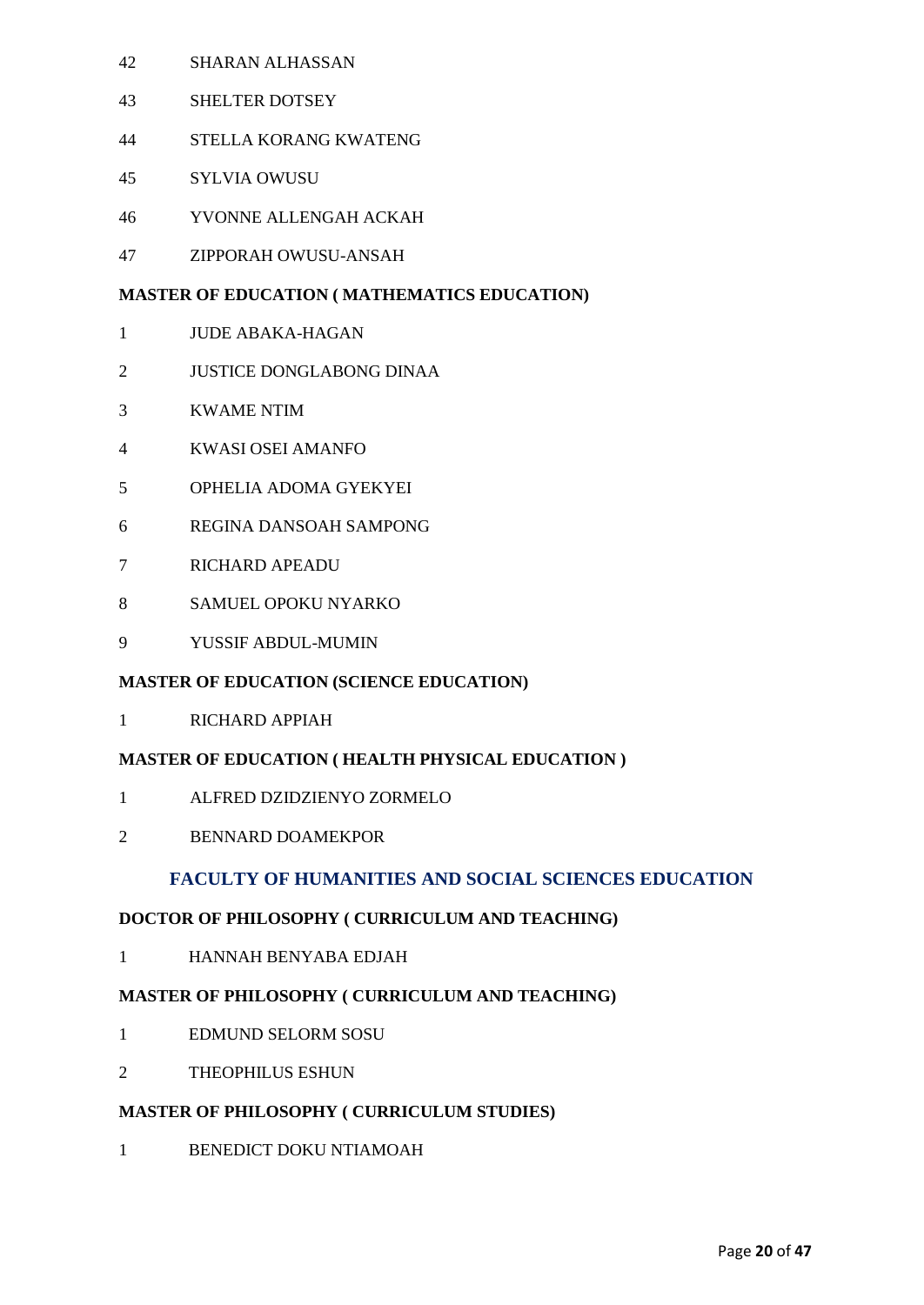42 SHARAN ALHASSAN

43 SHELTER DOTSEY

44 STELLA KORANG KWATENG

45 SYLVIA OWUSU

46 YVONNE ALLENGAH ACKAH

47 ZIPPORAH OWUSU-ANSAH

**MASTER OF EDUCATION ( MATHEMATICS EDUCATION)**

1 JUDE ABAKA-HAGAN

2 JUSTICE DONGLABONG DINAA

3 KWAME NTIM

4 KWASI OSEI AMANFO

5 OPHELIA ADOMA GYEKYEI

6 REGINA DANSOAH SAMPONG

7 RICHARD APEADU

8 SAMUEL OPOKU NYARKO

9 YUSSIF ABDUL-MUMIN

**MASTER OF EDUCATION (SCIENCE EDUCATION)**

1 RICHARD APPIAH

**MASTER OF EDUCATION ( HEALTH PHYSICAL EDUCATION )**

1 ALFRED DZIDZIENYO ZORMELO

2 BENNARD DOAMEKPOR

## FACULTY OF HUMANITIES AND SOCIAL SCIENCES EDUCATION

**DOCTOR OF PHILOSOPHY ( CURRICULUM AND TEACHING)**

1 HANNAH BENYABA EDJAH

**MASTER OF PHILOSOPHY ( CURRICULUM AND TEACHING)**

1 EDMUND SELORM SOSU

2 THEOPHILUS ESHUN

**MASTER OF PHILOSOPHY ( CURRICULUM STUDIES)**

1 BENEDICT DOKU NTIAMOAH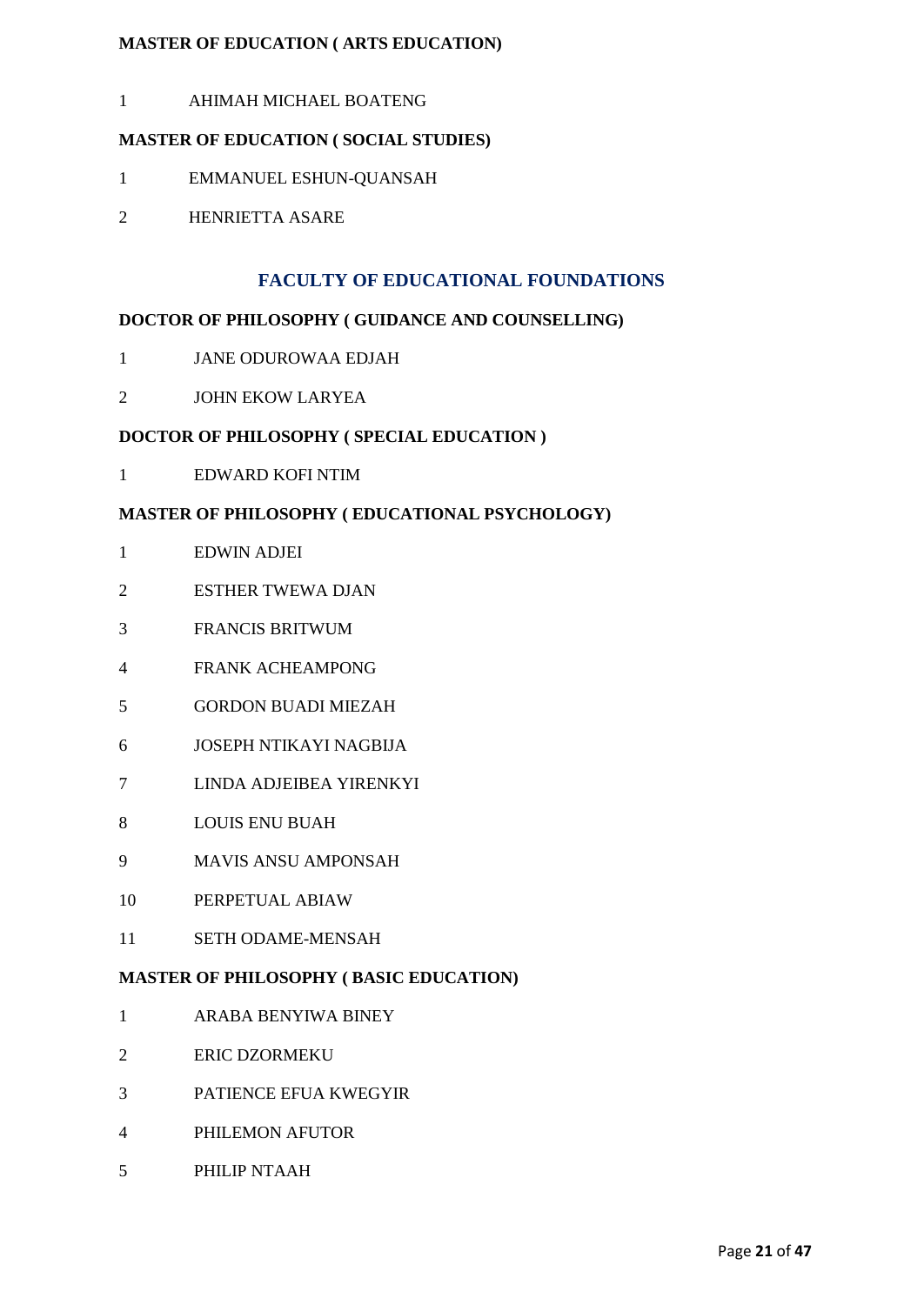**MASTER OF EDUCATION ( ARTS EDUCATION)**

1 AHIMAH MICHAEL BOATENG

**MASTER OF EDUCATION ( SOCIAL STUDIES)**

1 EMMANUEL ESHUN-QUANSAH

2 HENRIETTA ASARE

## FACULTY OF EDUCATIONAL FOUNDATIONS

**DOCTOR OF PHILOSOPHY ( GUIDANCE AND COUNSELLING)**

1 JANE ODUROWAA EDJAH

2 JOHN EKOW LARYEA

**DOCTOR OF PHILOSOPHY ( SPECIAL EDUCATION )**

1 EDWARD KOFI NTIM

**MASTER OF PHILOSOPHY ( EDUCATIONAL PSYCHOLOGY)**

1 EDWIN ADJEI

2 ESTHER TWEWA DJAN

3 FRANCIS BRITWUM

4 FRANK ACHEAMPONG

5 GORDON BUADI MIEZAH

6 JOSEPH NTIKAYI NAGBIJA

7 LINDA ADJEIBEA YIRENKYI

8 LOUIS ENU BUAH

9 MAVIS ANSU AMPONSAH

10 PERPETUAL ABIAW

11 SETH ODAME-MENSAH

**MASTER OF PHILOSOPHY ( BASIC EDUCATION)**

1 ARABA BENYIWA BINEY

2 ERIC DZORMEKU

3 PATIENCE EFUA KWEGYIR

4 PHILEMON AFUTOR

5 PHILIP NTAAH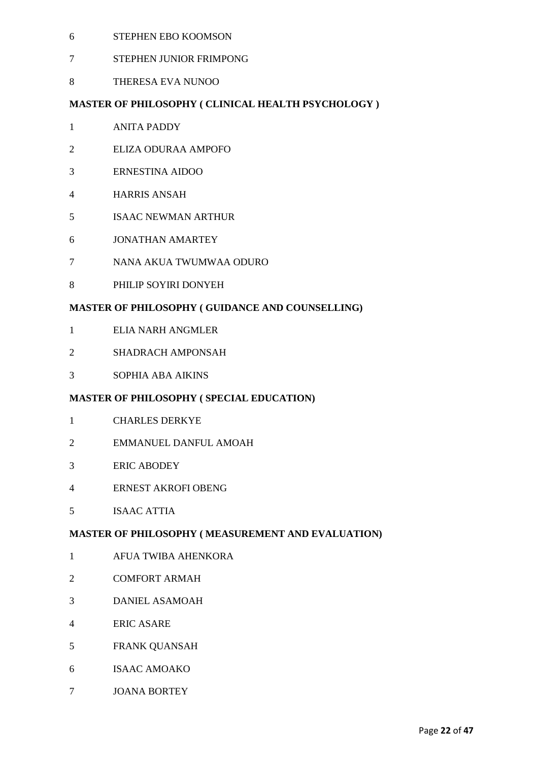6 STEPHEN EBO KOOMSON

7 STEPHEN JUNIOR FRIMPONG

8 THERESA EVA NUNOO

**MASTER OF PHILOSOPHY ( CLINICAL HEALTH PSYCHOLOGY )**

1 ANITA PADDY

2 ELIZA ODURAA AMPOFO

3 ERNESTINA AIDOO

4 HARRIS ANSAH

5 ISAAC NEWMAN ARTHUR

6 JONATHAN AMARTEY

7 NANA AKUA TWUMWAA ODURO

8 PHILIP SOYIRI DONYEH

**MASTER OF PHILOSOPHY ( GUIDANCE AND COUNSELLING)**

1 ELIA NARH ANGMLER

2 SHADRACH AMPONSAH

3 SOPHIA ABA AIKINS

**MASTER OF PHILOSOPHY ( SPECIAL EDUCATION)**

1 CHARLES DERKYE

2 EMMANUEL DANFUL AMOAH

3 ERIC ABODEY

4 ERNEST AKROFI OBENG

5 ISAAC ATTIA

**MASTER OF PHILOSOPHY ( MEASUREMENT AND EVALUATION)**

1 AFUA TWIBA AHENKORA

2 COMFORT ARMAH

3 DANIEL ASAMOAH

4 ERIC ASARE

5 FRANK QUANSAH

6 ISAAC AMOAKO

7 JOANA BORTEY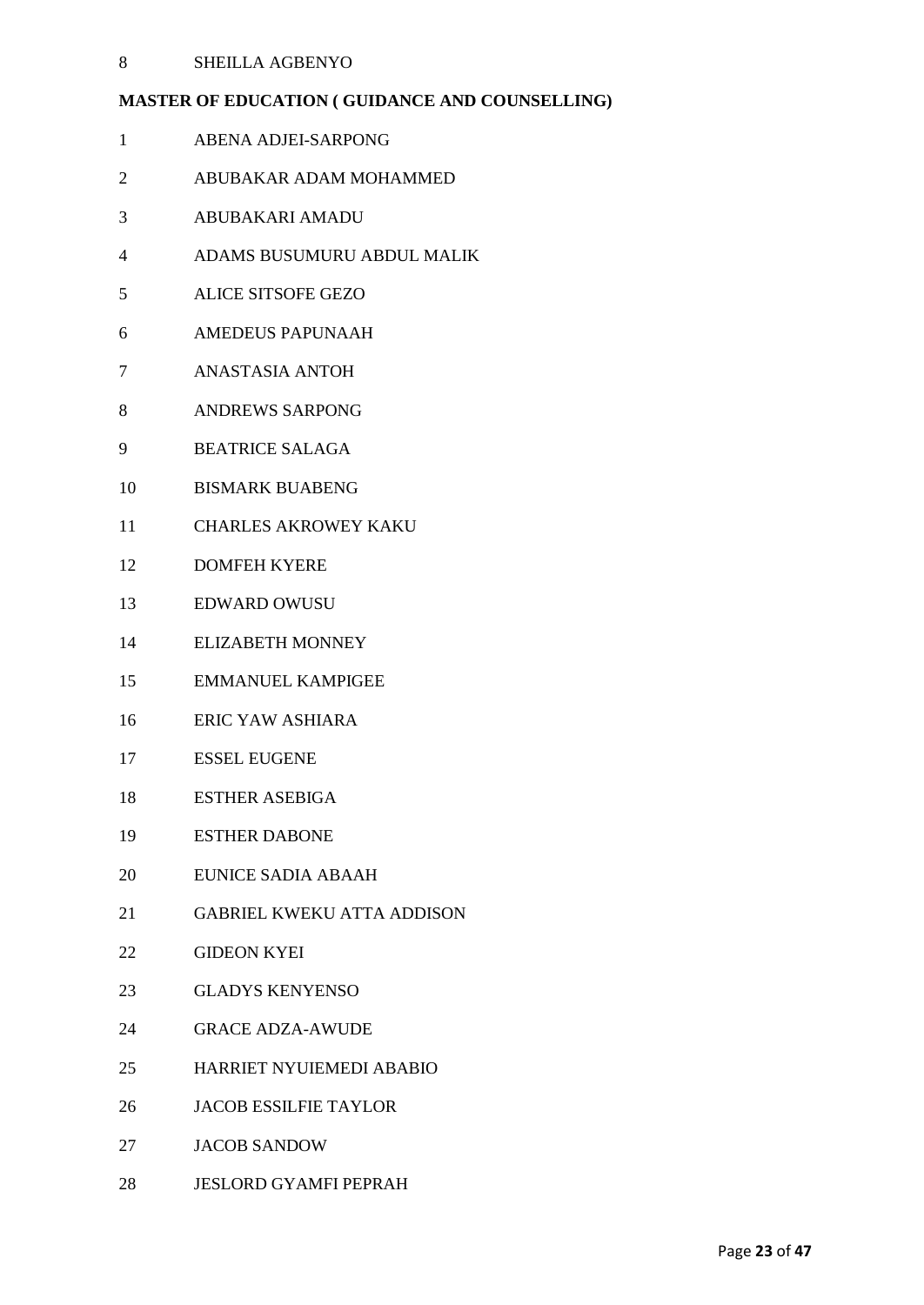8 SHEILLA AGBENYO

**MASTER OF EDUCATION ( GUIDANCE AND COUNSELLING)**

1 ABENA ADJEI-SARPONG

2 ABUBAKAR ADAM MOHAMMED

3 ABUBAKARI AMADU

4 ADAMS BUSUMURU ABDUL MALIK

5 ALICE SITSOFE GEZO

6 AMEDEUS PAPUNAAH

7 ANASTASIA ANTOH

8 ANDREWS SARPONG

9 BEATRICE SALAGA

10 BISMARK BUABENG

11 CHARLES AKROWEY KAKU

12 DOMFEH KYERE

13 EDWARD OWUSU

14 ELIZABETH MONNEY

15 EMMANUEL KAMPIGEE

16 ERIC YAW ASHIARA

17 ESSEL EUGENE

18 ESTHER ASEBIGA

19 ESTHER DABONE

20 EUNICE SADIA ABAAH

21 GABRIEL KWEKU ATTA ADDISON

22 GIDEON KYEI

23 GLADYS KENYENSO

24 GRACE ADZA-AWUDE

25 HARRIET NYUIEMEDI ABABIO

26 JACOB ESSILFIE TAYLOR

27 JACOB SANDOW

28 JESLORD GYAMFI PEPRAH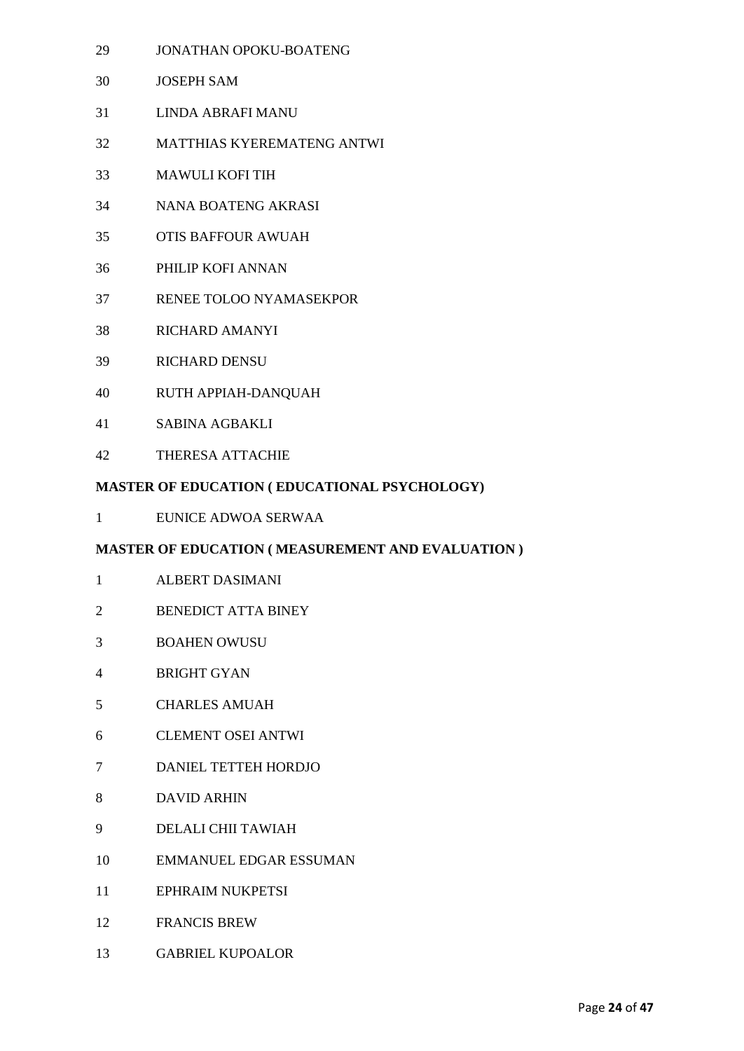29 JONATHAN OPOKU-BOATENG

30 JOSEPH SAM

31 LINDA ABRAFI MANU

32 MATTHIAS KYEREMATENG ANTWI

33 MAWULI KOFI TIH

34 NANA BOATENG AKRASI

35 OTIS BAFFOUR AWUAH

36 PHILIP KOFI ANNAN

37 RENEE TOLOO NYAMASEKPOR

38 RICHARD AMANYI

39 RICHARD DENSU

40 RUTH APPIAH-DANQUAH

41 SABINA AGBAKLI

42 THERESA ATTACHIE

**MASTER OF EDUCATION ( EDUCATIONAL PSYCHOLOGY)**

1 EUNICE ADWOA SERWAA

**MASTER OF EDUCATION ( MEASUREMENT AND EVALUATION )**

1 ALBERT DASIMANI

2 BENEDICT ATTA BINEY

3 BOAHEN OWUSU

4 BRIGHT GYAN

5 CHARLES AMUAH

6 CLEMENT OSEI ANTWI

7 DANIEL TETTEH HORDJO

8 DAVID ARHIN

9 DELALI CHII TAWIAH

10 EMMANUEL EDGAR ESSUMAN

11 EPHRAIM NUKPETSI

12 FRANCIS BREW

13 GABRIEL KUPOALOR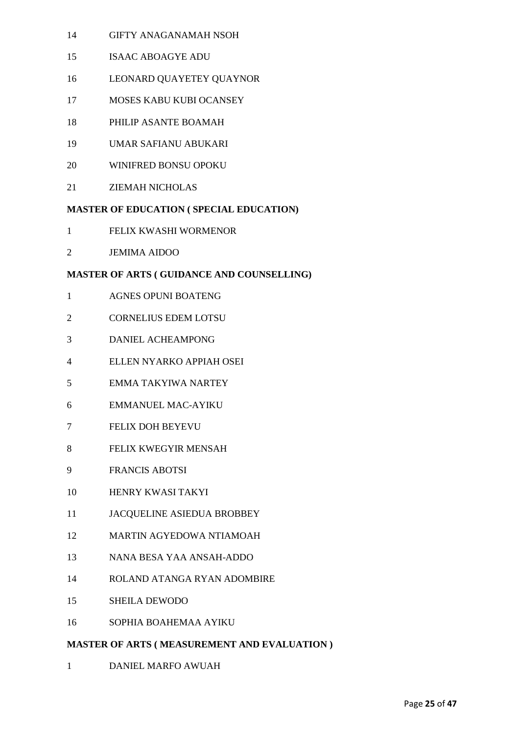14 GIFTY ANAGANAMAH NSOH

15 ISAAC ABOAGYE ADU

16 LEONARD QUAYETEY QUAYNOR

17 MOSES KABU KUBI OCANSEY

18 PHILIP ASANTE BOAMAH

19 UMAR SAFIANU ABUKARI

20 WINIFRED BONSU OPOKU

21 ZIEMAH NICHOLAS

**MASTER OF EDUCATION ( SPECIAL EDUCATION)**

1 FELIX KWASHI WORMENOR

2 JEMIMA AIDOO

**MASTER OF ARTS ( GUIDANCE AND COUNSELLING)**

1 AGNES OPUNI BOATENG

2 CORNELIUS EDEM LOTSU

3 DANIEL ACHEAMPONG

4 ELLEN NYARKO APPIAH OSEI

5 EMMA TAKYIWA NARTEY

6 EMMANUEL MAC-AYIKU

7 FELIX DOH BEYEVU

8 FELIX KWEGYIR MENSAH

9 FRANCIS ABOTSI

10 HENRY KWASI TAKYI

11 JACQUELINE ASIEDUA BROBBEY

12 MARTIN AGYEDOWA NTIAMOAH

13 NANA BESA YAA ANSAH-ADDO

14 ROLAND ATANGA RYAN ADOMBIRE

15 SHEILA DEWODO

16 SOPHIA BOAHEMAA AYIKU

**MASTER OF ARTS ( MEASUREMENT AND EVALUATION )**

1 DANIEL MARFO AWUAH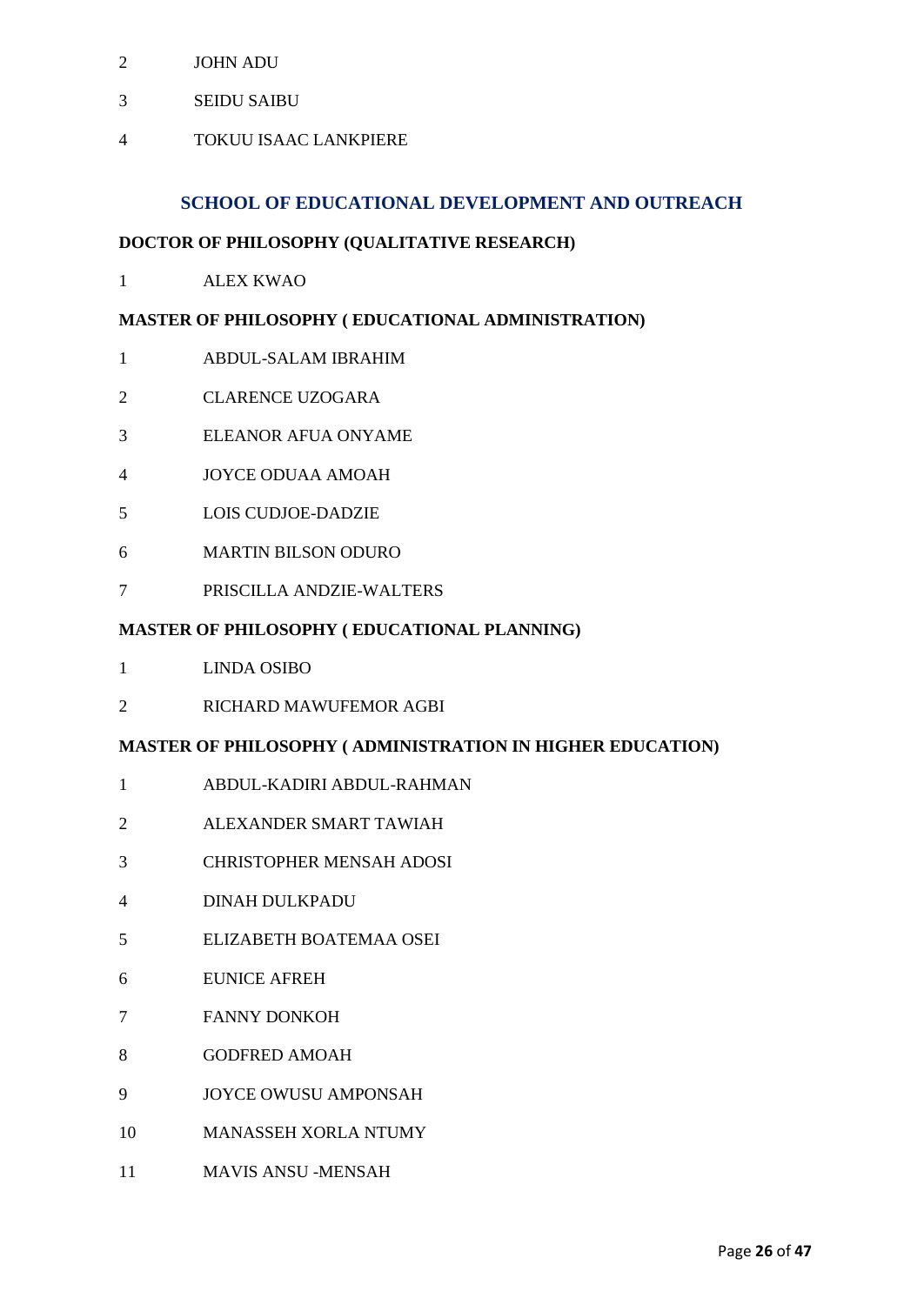2 JOHN ADU

3 SEIDU SAIBU

4 TOKUU ISAAC LANKPIERE

## SCHOOL OF EDUCATIONAL DEVELOPMENT AND OUTREACH

**DOCTOR OF PHILOSOPHY (QUALITATIVE RESEARCH)**

1 ALEX KWAO

**MASTER OF PHILOSOPHY ( EDUCATIONAL ADMINISTRATION)**

1 ABDUL-SALAM IBRAHIM

2 CLARENCE UZOGARA

3 ELEANOR AFUA ONYAME

4 JOYCE ODUAA AMOAH

5 LOIS CUDJOE-DADZIE

6 MARTIN BILSON ODURO

7 PRISCILLA ANDZIE-WALTERS

**MASTER OF PHILOSOPHY ( EDUCATIONAL PLANNING)**

1 LINDA OSIBO

2 RICHARD MAWUFEMOR AGBI

**MASTER OF PHILOSOPHY ( ADMINISTRATION IN HIGHER EDUCATION)**

1 ABDUL-KADIRI ABDUL-RAHMAN

2 ALEXANDER SMART TAWIAH

3 CHRISTOPHER MENSAH ADOSI

4 DINAH DULKPADU

5 ELIZABETH BOATEMAA OSEI

6 EUNICE AFREH

7 FANNY DONKOH

8 GODFRED AMOAH

9 JOYCE OWUSU AMPONSAH

10 MANASSEH XORLA NTUMY

11 MAVIS ANSU -MENSAH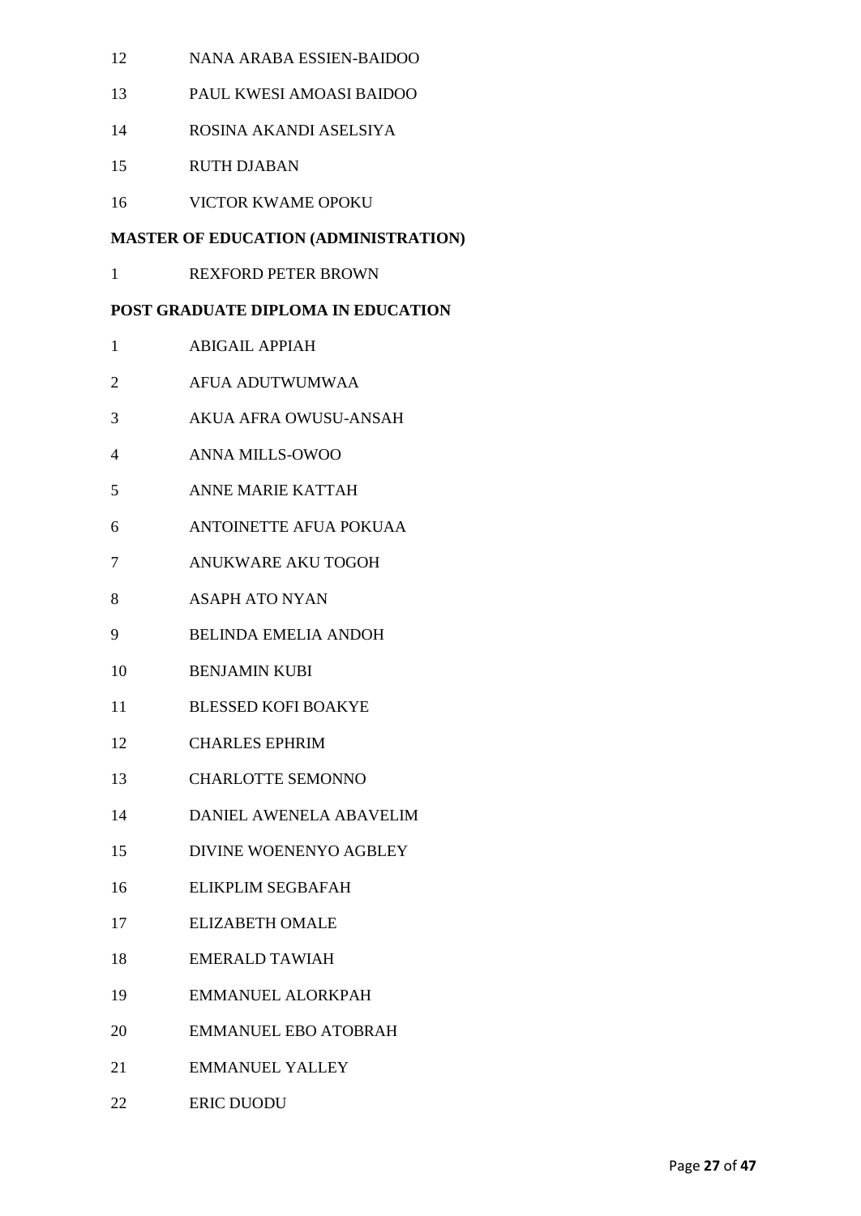12 NANA ARABA ESSIEN-BAIDOO

13 PAUL KWESI AMOASI BAIDOO

14 ROSINA AKANDI ASELSIYA

15 RUTH DJABAN

16 VICTOR KWAME OPOKU

**MASTER OF EDUCATION (ADMINISTRATION)**

1 REXFORD PETER BROWN

**POST GRADUATE DIPLOMA IN EDUCATION**

1 ABIGAIL APPIAH

2 AFUA ADUTWUMWAA

3 AKUA AFRA OWUSU-ANSAH

4 ANNA MILLS-OWOO

5 ANNE MARIE KATTAH

6 ANTOINETTE AFUA POKUAA

7 ANUKWARE AKU TOGOH

8 ASAPH ATO NYAN

9 BELINDA EMELIA ANDOH

10 BENJAMIN KUBI

11 BLESSED KOFI BOAKYE

12 CHARLES EPHRIM

13 CHARLOTTE SEMONNO

14 DANIEL AWENELA ABAVELIM

15 DIVINE WOENENYO AGBLEY

16 ELIKPLIM SEGBAFAH

17 ELIZABETH OMALE

18 EMERALD TAWIAH

19 EMMANUEL ALORKPAH

20 EMMANUEL EBO ATOBRAH

21 EMMANUEL YALLEY

22 ERIC DUODU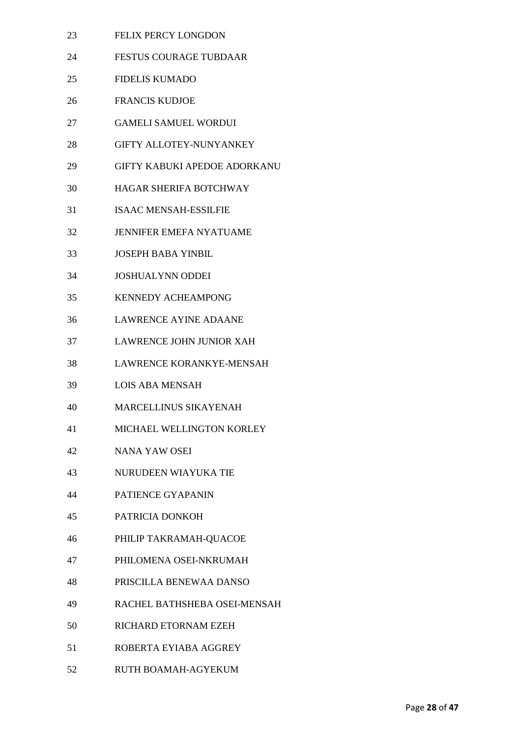23 FELIX PERCY LONGDON

24 FESTUS COURAGE TUBDAAR

25 FIDELIS KUMADO

26 FRANCIS KUDJOE

27 GAMELI SAMUEL WORDUI

28 GIFTY ALLOTEY-NUNYANKEY

29 GIFTY KABUKI APEDOE ADORKANU

30 HAGAR SHERIFA BOTCHWAY

31 ISAAC MENSAH-ESSILFIE

32 JENNIFER EMEFA NYATUAME

33 JOSEPH BABA YINBIL

34 JOSHUALYNN ODDEI

35 KENNEDY ACHEAMPONG

36 LAWRENCE AYINE ADAANE

37 LAWRENCE JOHN JUNIOR XAH

38 LAWRENCE KORANKYE-MENSAH

39 LOIS ABA MENSAH

40 MARCELLINUS SIKAYENAH

41 MICHAEL WELLINGTON KORLEY

42 NANA YAW OSEI

43 NURUDEEN WIAYUKA TIE

44 PATIENCE GYAPANIN

45 PATRICIA DONKOH

46 PHILIP TAKRAMAH-QUACOE

47 PHILOMENA OSEI-NKRUMAH

48 PRISCILLA BENEWAA DANSO

49 RACHEL BATHSHEBA OSEI-MENSAH

50 RICHARD ETORNAM EZEH

51 ROBERTA EYIABA AGGREY

52 RUTH BOAMAH-AGYEKUM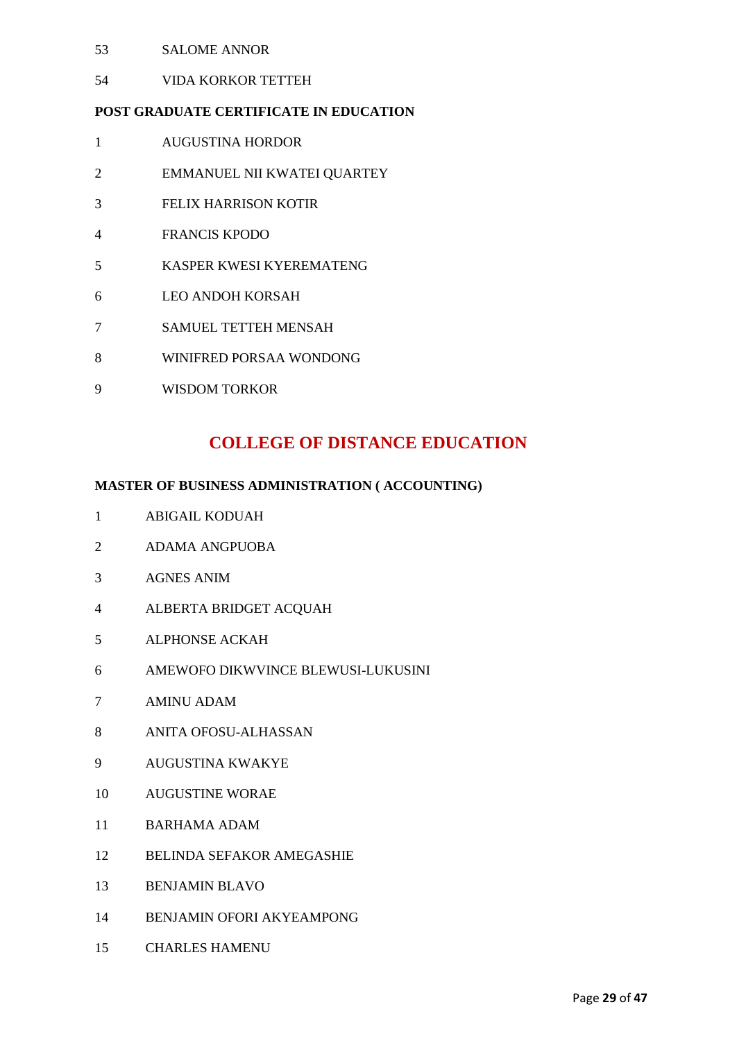53 SALOME ANNOR

54 VIDA KORKOR TETTEH

**POST GRADUATE CERTIFICATE IN EDUCATION**

1 AUGUSTINA HORDOR

2 EMMANUEL NII KWATEI QUARTEY

3 FELIX HARRISON KOTIR

4 FRANCIS KPODO

5 KASPER KWESI KYEREMATENG

6 LEO ANDOH KORSAH

7 SAMUEL TETTEH MENSAH

8 WINIFRED PORSAA WONDONG

9 WISDOM TORKOR

## COLLEGE OF DISTANCE EDUCATION

**MASTER OF BUSINESS ADMINISTRATION ( ACCOUNTING)**

1 ABIGAIL KODUAH

2 ADAMA ANGPUOBA

3 AGNES ANIM

4 ALBERTA BRIDGET ACQUAH

5 ALPHONSE ACKAH

6 AMEWOFO DIKWVINCE BLEWUSI-LUKUSINI

7 AMINU ADAM

8 ANITA OFOSU-ALHASSAN

9 AUGUSTINA KWAKYE

10 AUGUSTINE WORAE

11 BARHAMA ADAM

12 BELINDA SEFAKOR AMEGASHIE

13 BENJAMIN BLAVO

14 BENJAMIN OFORI AKYEAMPONG

15 CHARLES HAMENU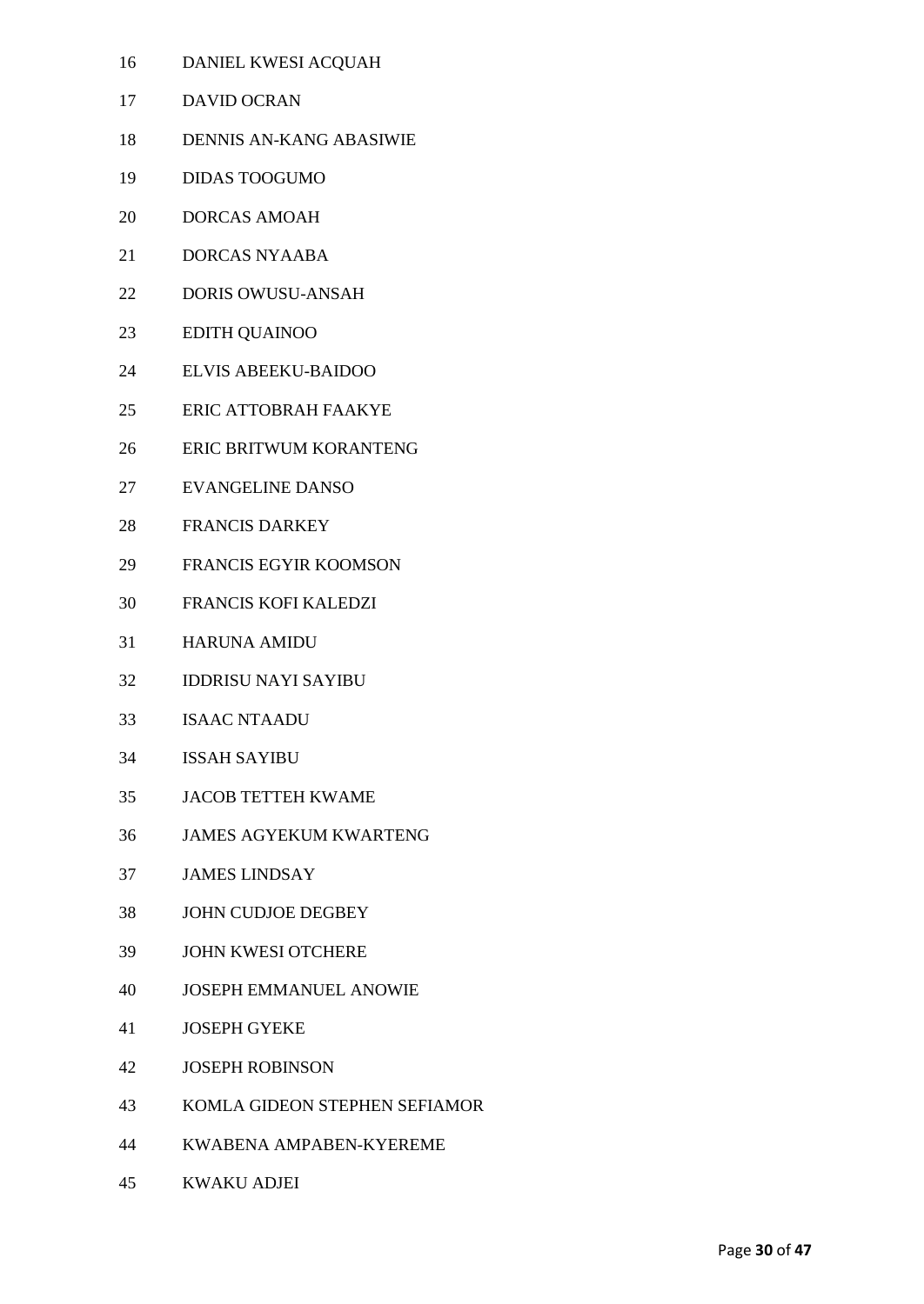16 DANIEL KWESI ACQUAH

17 DAVID OCRAN

18 DENNIS AN-KANG ABASIWIE

19 DIDAS TOOGUMO

20 DORCAS AMOAH

21 DORCAS NYAABA

22 DORIS OWUSU-ANSAH

23 EDITH QUAINOO

24 ELVIS ABEEKU-BAIDOO

25 ERIC ATTOBRAH FAAKYE

26 ERIC BRITWUM KORANTENG

27 EVANGELINE DANSO

28 FRANCIS DARKEY

29 FRANCIS EGYIR KOOMSON

30 FRANCIS KOFI KALEDZI

31 HARUNA AMIDU

32 IDDRISU NAYI SAYIBU

33 ISAAC NTAADU

34 ISSAH SAYIBU

35 JACOB TETTEH KWAME

36 JAMES AGYEKUM KWARTENG

37 JAMES LINDSAY

38 JOHN CUDJOE DEGBEY

39 JOHN KWESI OTCHERE

40 JOSEPH EMMANUEL ANOWIE

41 JOSEPH GYEKE

42 JOSEPH ROBINSON

43 KOMLA GIDEON STEPHEN SEFIAMOR

44 KWABENA AMPABEN-KYEREME

45 KWAKU ADJEI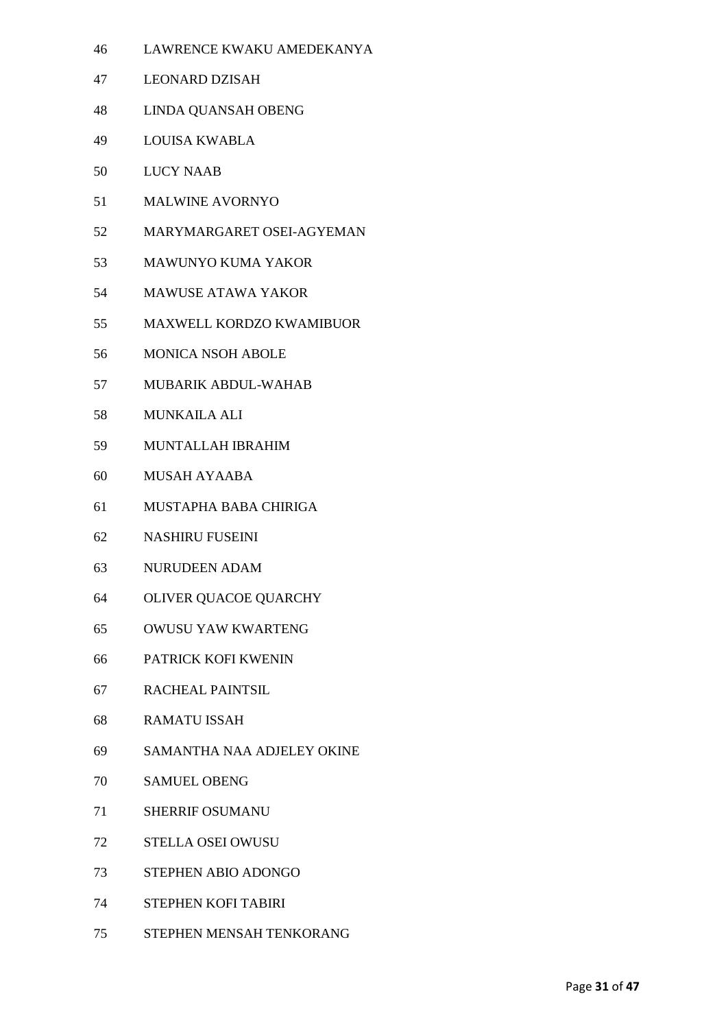46 LAWRENCE KWAKU AMEDEKANYA

47 LEONARD DZISAH

48 LINDA QUANSAH OBENG

49 LOUISA KWABLA

50 LUCY NAAB

51 MALWINE AVORNYO

52 MARYMARGARET OSEI-AGYEMAN

53 MAWUNYO KUMA YAKOR

54 MAWUSE ATAWA YAKOR

55 MAXWELL KORDZO KWAMIBUOR

56 MONICA NSOH ABOLE

57 MUBARIK ABDUL-WAHAB

58 MUNKAILA ALI

59 MUNTALLAH IBRAHIM

60 MUSAH AYAABA

61 MUSTAPHA BABA CHIRIGA

62 NASHIRU FUSEINI

63 NURUDEEN ADAM

64 OLIVER QUACOE QUARCHY

65 OWUSU YAW KWARTENG

66 PATRICK KOFI KWENIN

67 RACHEAL PAINTSIL

68 RAMATU ISSAH

69 SAMANTHA NAA ADJELEY OKINE

70 SAMUEL OBENG

71 SHERRIF OSUMANU

72 STELLA OSEI OWUSU

73 STEPHEN ABIO ADONGO

74 STEPHEN KOFI TABIRI

75 STEPHEN MENSAH TENKORANG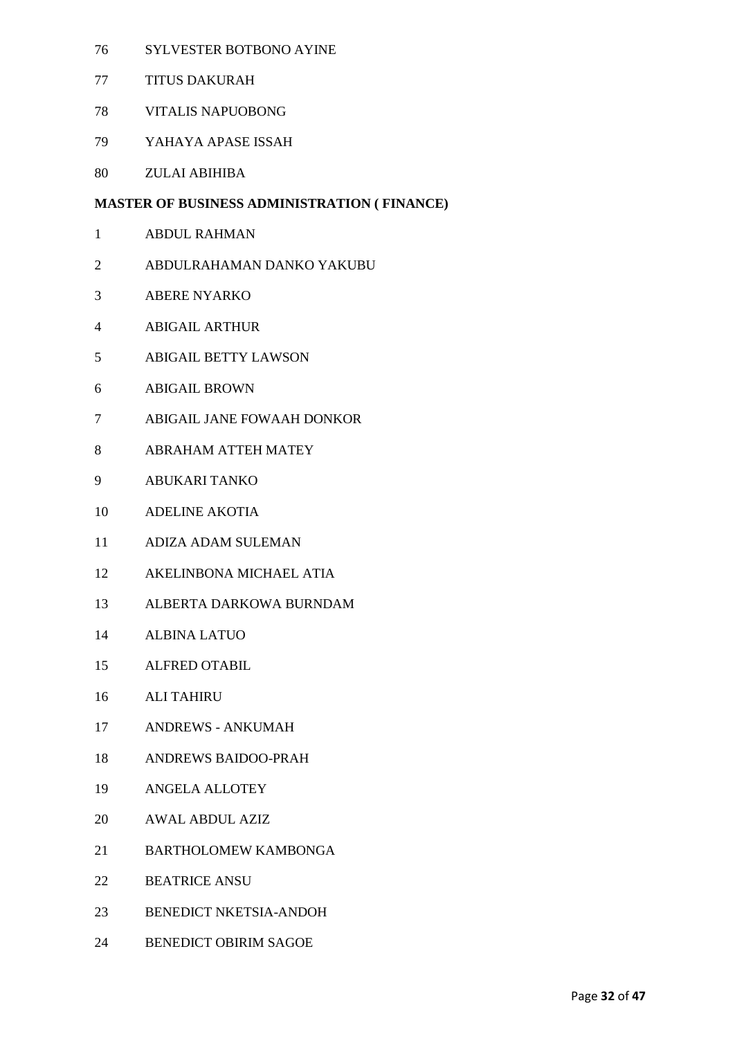76 SYLVESTER BOTBONO AYINE

77 TITUS DAKURAH

78 VITALIS NAPUOBONG

79 YAHAYA APASE ISSAH

80 ZULAI ABIHIBA

**MASTER OF BUSINESS ADMINISTRATION ( FINANCE)**

1 ABDUL RAHMAN

2 ABDULRAHAMAN DANKO YAKUBU

3 ABERE NYARKO

4 ABIGAIL ARTHUR

5 ABIGAIL BETTY LAWSON

6 ABIGAIL BROWN

7 ABIGAIL JANE FOWAAH DONKOR

8 ABRAHAM ATTEH MATEY

9 ABUKARI TANKO

10 ADELINE AKOTIA

11 ADIZA ADAM SULEMAN

12 AKELINBONA MICHAEL ATIA

13 ALBERTA DARKOWA BURNDAM

14 ALBINA LATUO

15 ALFRED OTABIL

16 ALI TAHIRU

17 ANDREWS - ANKUMAH

18 ANDREWS BAIDOO-PRAH

19 ANGELA ALLOTEY

20 AWAL ABDUL AZIZ

21 BARTHOLOMEW KAMBONGA

22 BEATRICE ANSU

23 BENEDICT NKETSIA-ANDOH

24 BENEDICT OBIRIM SAGOE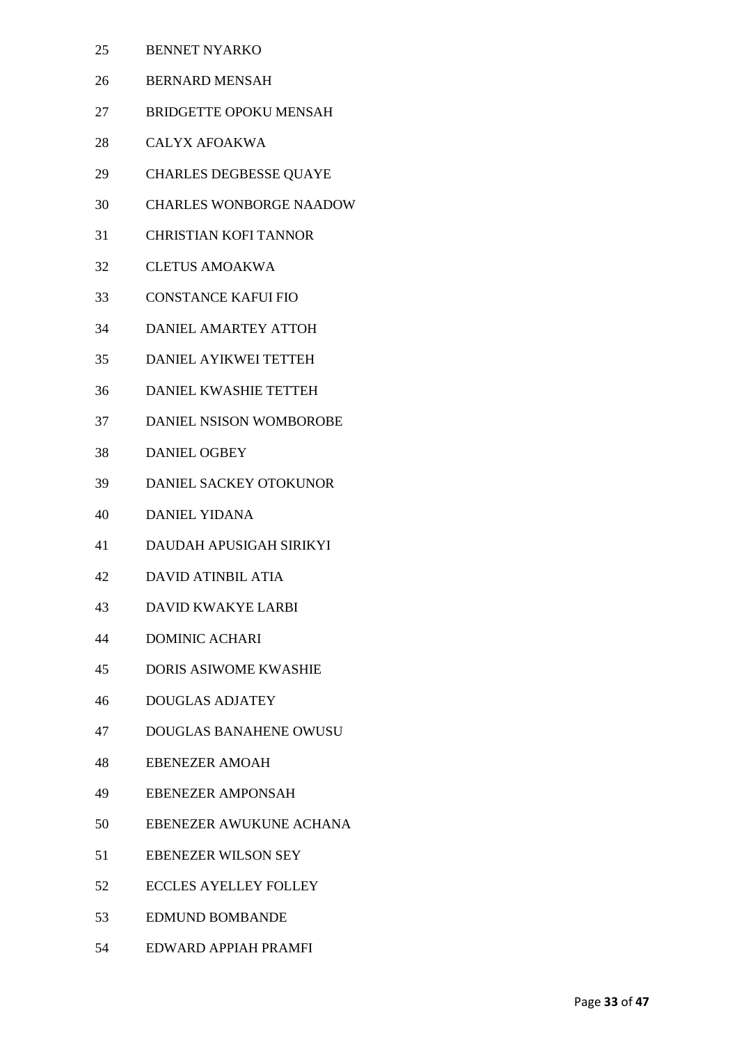25 BENNET NYARKO

26 BERNARD MENSAH

27 BRIDGETTE OPOKU MENSAH

28 CALYX AFOAKWA

29 CHARLES DEGBESSE QUAYE

30 CHARLES WONBORGE NAADOW

31 CHRISTIAN KOFI TANNOR

32 CLETUS AMOAKWA

33 CONSTANCE KAFUI FIO

34 DANIEL AMARTEY ATTOH

35 DANIEL AYIKWEI TETTEH

36 DANIEL KWASHIE TETTEH

37 DANIEL NSISON WOMBOROBE

38 DANIEL OGBEY

39 DANIEL SACKEY OTOKUNOR

40 DANIEL YIDANA

41 DAUDAH APUSIGAH SIRIKYI

42 DAVID ATINBIL ATIA

43 DAVID KWAKYE LARBI

44 DOMINIC ACHARI

45 DORIS ASIWOME KWASHIE

46 DOUGLAS ADJATEY

47 DOUGLAS BANAHENE OWUSU

48 EBENEZER AMOAH

49 EBENEZER AMPONSAH

50 EBENEZER AWUKUNE ACHANA

51 EBENEZER WILSON SEY

52 ECCLES AYELLEY FOLLEY

53 EDMUND BOMBANDE

54 EDWARD APPIAH PRAMFI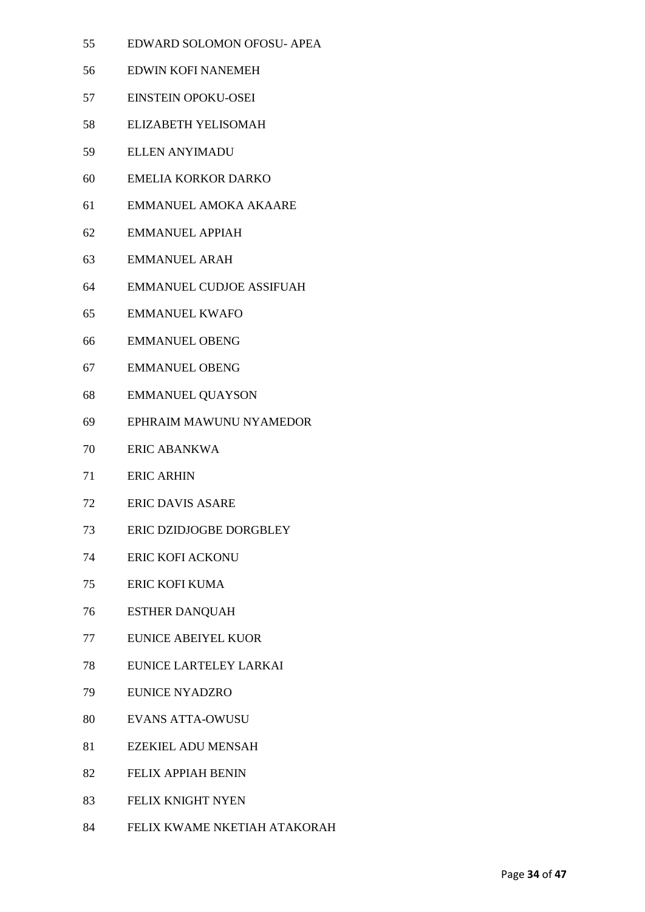55 EDWARD SOLOMON OFOSU- APEA

56 EDWIN KOFI NANEMEH

57 EINSTEIN OPOKU-OSEI

58 ELIZABETH YELISOMAH

59 ELLEN ANYIMADU

60 EMELIA KORKOR DARKO

61 EMMANUEL AMOKA AKAARE

62 EMMANUEL APPIAH

63 EMMANUEL ARAH

64 EMMANUEL CUDJOE ASSIFUAH

65 EMMANUEL KWAFO

66 EMMANUEL OBENG

67 EMMANUEL OBENG

68 EMMANUEL QUAYSON

69 EPHRAIM MAWUNU NYAMEDOR

70 ERIC ABANKWA

71 ERIC ARHIN

72 ERIC DAVIS ASARE

73 ERIC DZIDJOGBE DORGBLEY

74 ERIC KOFI ACKONU

75 ERIC KOFI KUMA

76 ESTHER DANQUAH

77 EUNICE ABEIYEL KUOR

78 EUNICE LARTELEY LARKAI

79 EUNICE NYADZRO

80 EVANS ATTA-OWUSU

81 EZEKIEL ADU MENSAH

82 FELIX APPIAH BENIN

83 FELIX KNIGHT NYEN

84 FELIX KWAME NKETIAH ATAKORAH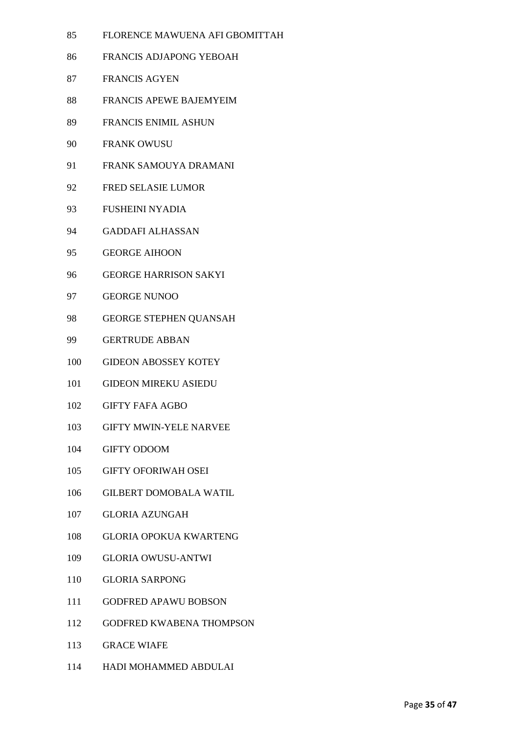85 FLORENCE MAWUENA AFI GBOMITTAH

86 FRANCIS ADJAPONG YEBOAH

87 FRANCIS AGYEN

88 FRANCIS APEWE BAJEMYEIM

89 FRANCIS ENIMIL ASHUN

90 FRANK OWUSU

91 FRANK SAMOUYA DRAMANI

92 FRED SELASIE LUMOR

93 FUSHEINI NYADIA

94 GADDAFI ALHASSAN

95 GEORGE AIHOON

96 GEORGE HARRISON SAKYI

97 GEORGE NUNOO

98 GEORGE STEPHEN QUANSAH

99 GERTRUDE ABBAN

100 GIDEON ABOSSEY KOTEY

101 GIDEON MIREKU ASIEDU

102 GIFTY FAFA AGBO

103 GIFTY MWIN-YELE NARVEE

104 GIFTY ODOOM

105 GIFTY OFORIWAH OSEI

106 GILBERT DOMOBALA WATIL

107 GLORIA AZUNGAH

108 GLORIA OPOKUA KWARTENG

109 GLORIA OWUSU-ANTWI

110 GLORIA SARPONG

111 GODFRED APAWU BOBSON

112 GODFRED KWABENA THOMPSON

113 GRACE WIAFE

114 HADI MOHAMMED ABDULAI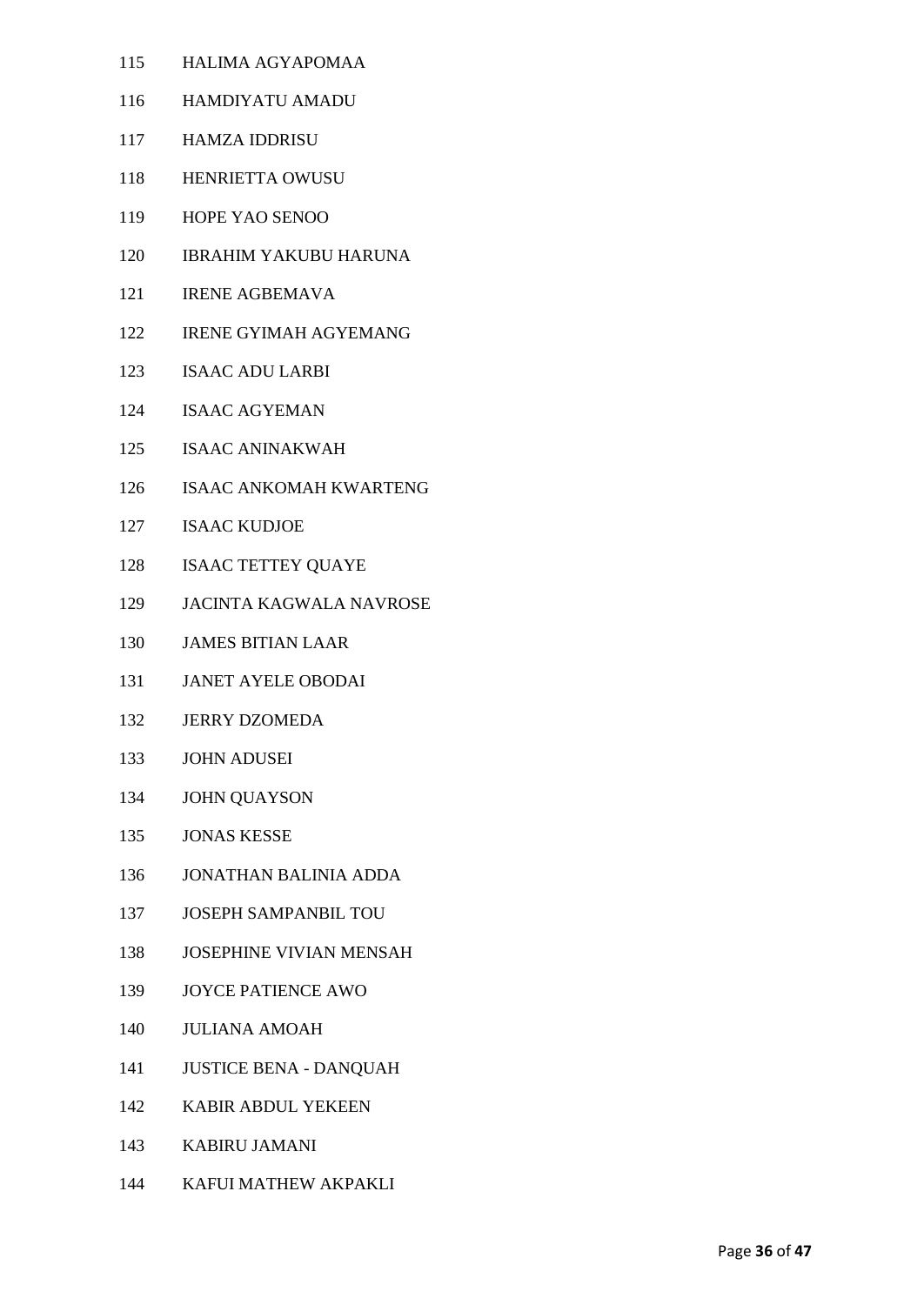115 HALIMA AGYAPOMAA

116 HAMDIYATU AMADU

117 HAMZA IDDRISU

118 HENRIETTA OWUSU

119 HOPE YAO SENOO

120 IBRAHIM YAKUBU HARUNA

121 IRENE AGBEMAVA

122 IRENE GYIMAH AGYEMANG

123 ISAAC ADU LARBI

124 ISAAC AGYEMAN

125 ISAAC ANINAKWAH

126 ISAAC ANKOMAH KWARTENG

127 ISAAC KUDJOE

128 ISAAC TETTEY QUAYE

129 JACINTA KAGWALA NAVROSE

130 JAMES BITIAN LAAR

131 JANET AYELE OBODAI

132 JERRY DZOMEDA

133 JOHN ADUSEI

134 JOHN QUAYSON

135 JONAS KESSE

136 JONATHAN BALINIA ADDA

137 JOSEPH SAMPANBIL TOU

138 JOSEPHINE VIVIAN MENSAH

139 JOYCE PATIENCE AWO

140 JULIANA AMOAH

141 JUSTICE BENA - DANQUAH

142 KABIR ABDUL YEKEEN

143 KABIRU JAMANI

144 KAFUI MATHEW AKPAKLI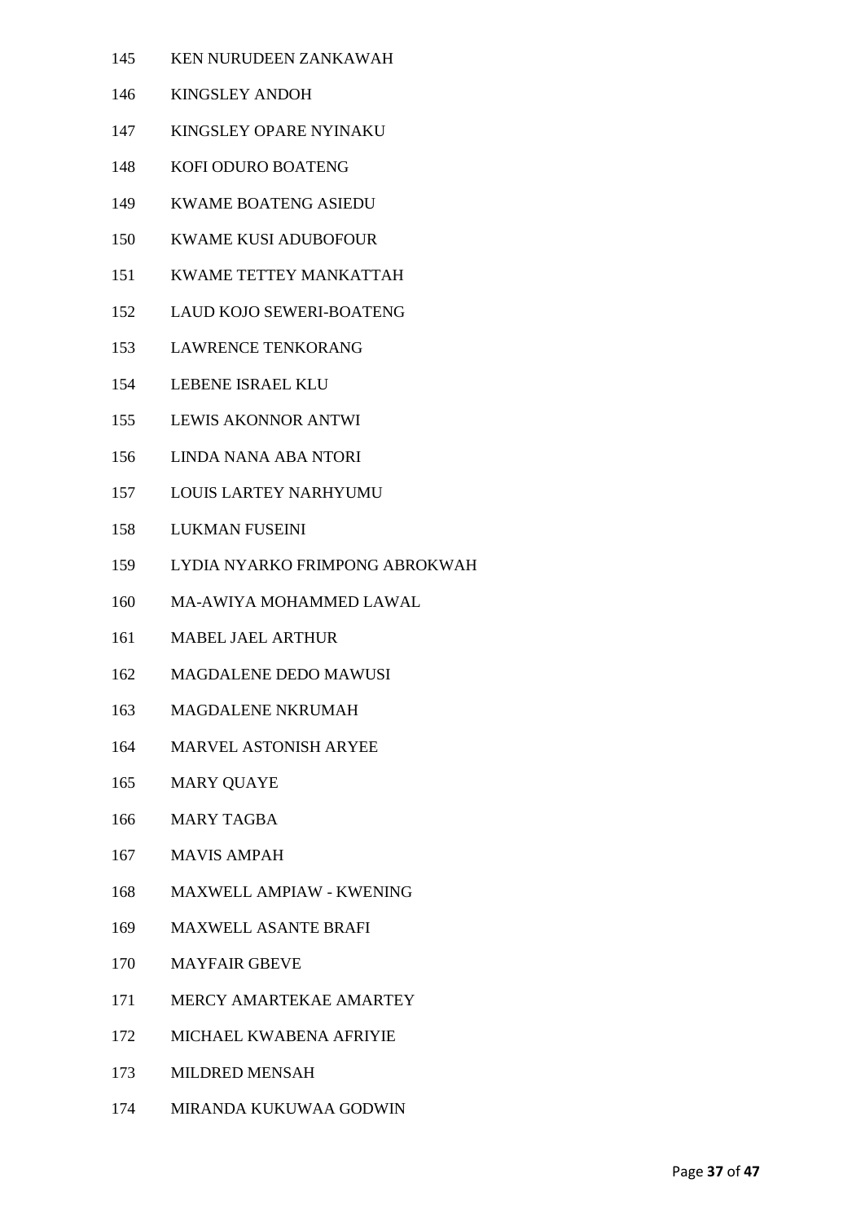145 KEN NURUDEEN ZANKAWAH

146 KINGSLEY ANDOH

147 KINGSLEY OPARE NYINAKU

148 KOFI ODURO BOATENG

149 KWAME BOATENG ASIEDU

150 KWAME KUSI ADUBOFOUR

151 KWAME TETTEY MANKATTAH

152 LAUD KOJO SEWERI-BOATENG

153 LAWRENCE TENKORANG

154 LEBENE ISRAEL KLU

155 LEWIS AKONNOR ANTWI

156 LINDA NANA ABA NTORI

157 LOUIS LARTEY NARHYUMU

158 LUKMAN FUSEINI

159 LYDIA NYARKO FRIMPONG ABROKWAH

160 MA-AWIYA MOHAMMED LAWAL

161 MABEL JAEL ARTHUR

162 MAGDALENE DEDO MAWUSI

163 MAGDALENE NKRUMAH

164 MARVEL ASTONISH ARYEE

165 MARY QUAYE

166 MARY TAGBA

167 MAVIS AMPAH

168 MAXWELL AMPIAW - KWENING

169 MAXWELL ASANTE BRAFI

170 MAYFAIR GBEVE

171 MERCY AMARTEKAE AMARTEY

172 MICHAEL KWABENA AFRIYIE

173 MILDRED MENSAH

174 MIRANDA KUKUWAA GODWIN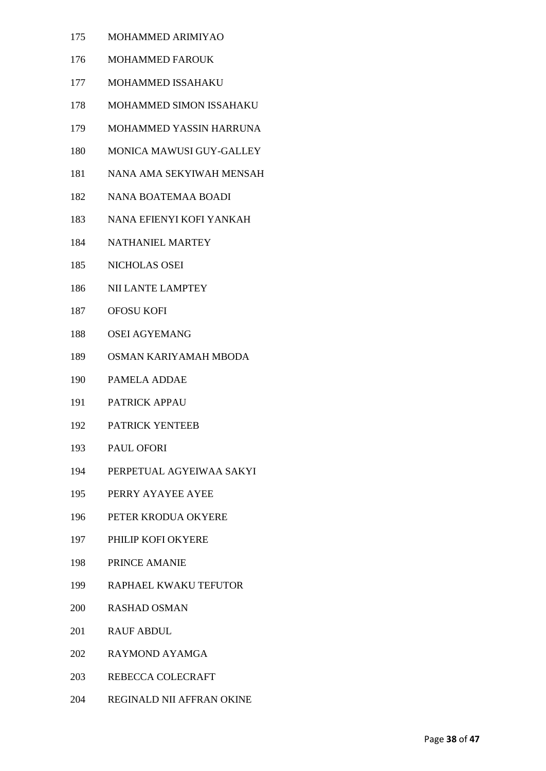175 MOHAMMED ARIMIYAO

176 MOHAMMED FAROUK

177 MOHAMMED ISSAHAKU

178 MOHAMMED SIMON ISSAHAKU

179 MOHAMMED YASSIN HARRUNA

180 MONICA MAWUSI GUY-GALLEY

181 NANA AMA SEKYIWAH MENSAH

182 NANA BOATEMAA BOADI

183 NANA EFIENYI KOFI YANKAH

184 NATHANIEL MARTEY

185 NICHOLAS OSEI

186 NII LANTE LAMPTEY

187 OFOSU KOFI

188 OSEI AGYEMANG

189 OSMAN KARIYAMAH MBODA

190 PAMELA ADDAE

191 PATRICK APPAU

192 PATRICK YENTEEB

193 PAUL OFORI

194 PERPETUAL AGYEIWAA SAKYI

195 PERRY AYAYEE AYEE

196 PETER KRODUA OKYERE

197 PHILIP KOFI OKYERE

198 PRINCE AMANIE

199 RAPHAEL KWAKU TEFUTOR

200 RASHAD OSMAN

201 RAUF ABDUL

202 RAYMOND AYAMGA

203 REBECCA COLECRAFT

204 REGINALD NII AFFRAN OKINE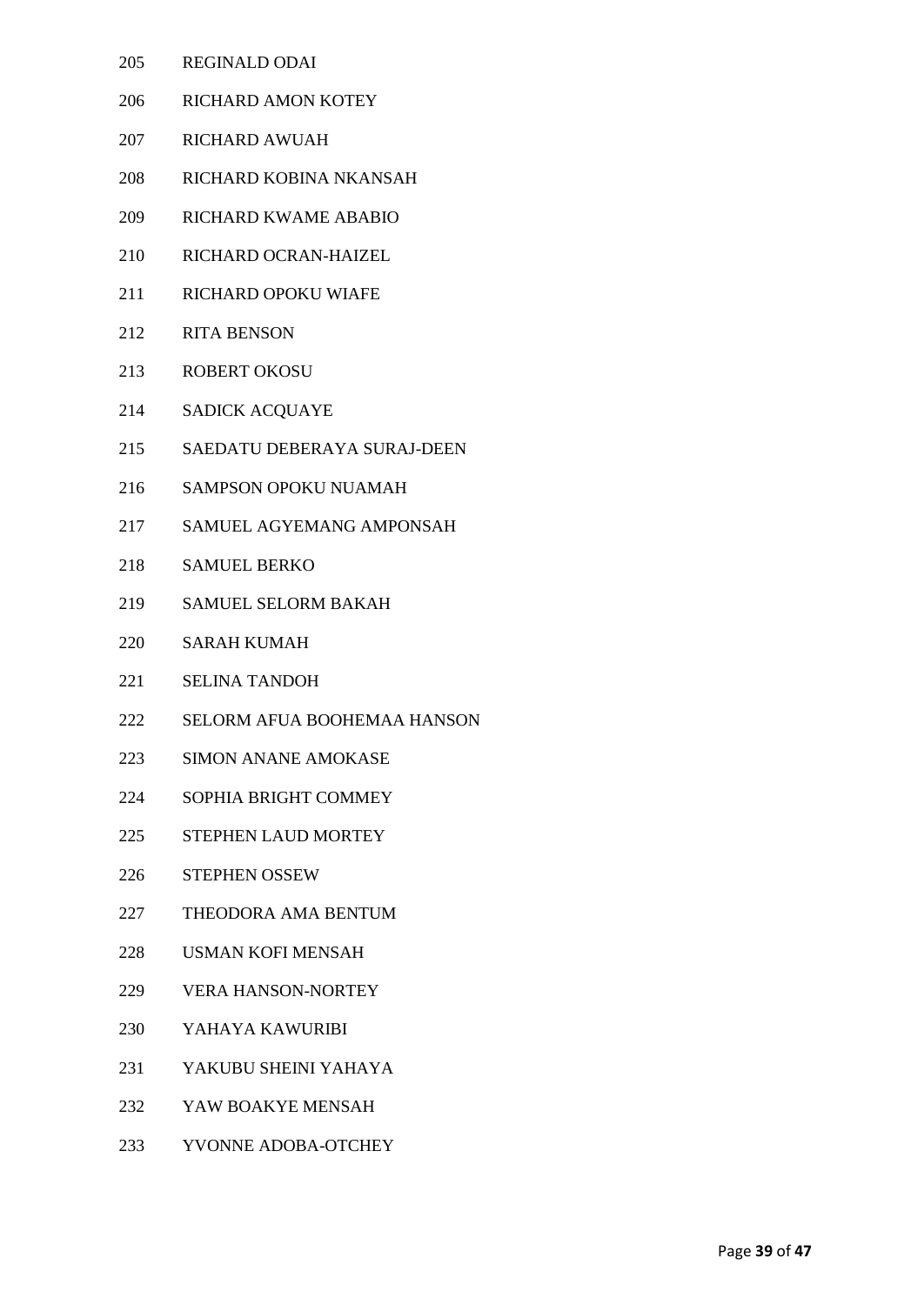205 REGINALD ODAI

206 RICHARD AMON KOTEY

207 RICHARD AWUAH

208 RICHARD KOBINA NKANSAH

209 RICHARD KWAME ABABIO

210 RICHARD OCRAN-HAIZEL

211 RICHARD OPOKU WIAFE

212 RITA BENSON

213 ROBERT OKOSU

214 SADICK ACQUAYE

215 SAEDATU DEBERAYA SURAJ-DEEN

216 SAMPSON OPOKU NUAMAH

217 SAMUEL AGYEMANG AMPONSAH

218 SAMUEL BERKO

219 SAMUEL SELORM BAKAH

220 SARAH KUMAH

221 SELINA TANDOH

222 SELORM AFUA BOOHEMAA HANSON

223 SIMON ANANE AMOKASE

224 SOPHIA BRIGHT COMMEY

225 STEPHEN LAUD MORTEY

226 STEPHEN OSSEW

227 THEODORA AMA BENTUM

228 USMAN KOFI MENSAH

229 VERA HANSON-NORTEY

230 YAHAYA KAWURIBI

231 YAKUBU SHEINI YAHAYA

232 YAW BOAKYE MENSAH

233 YVONNE ADOBA-OTCHEY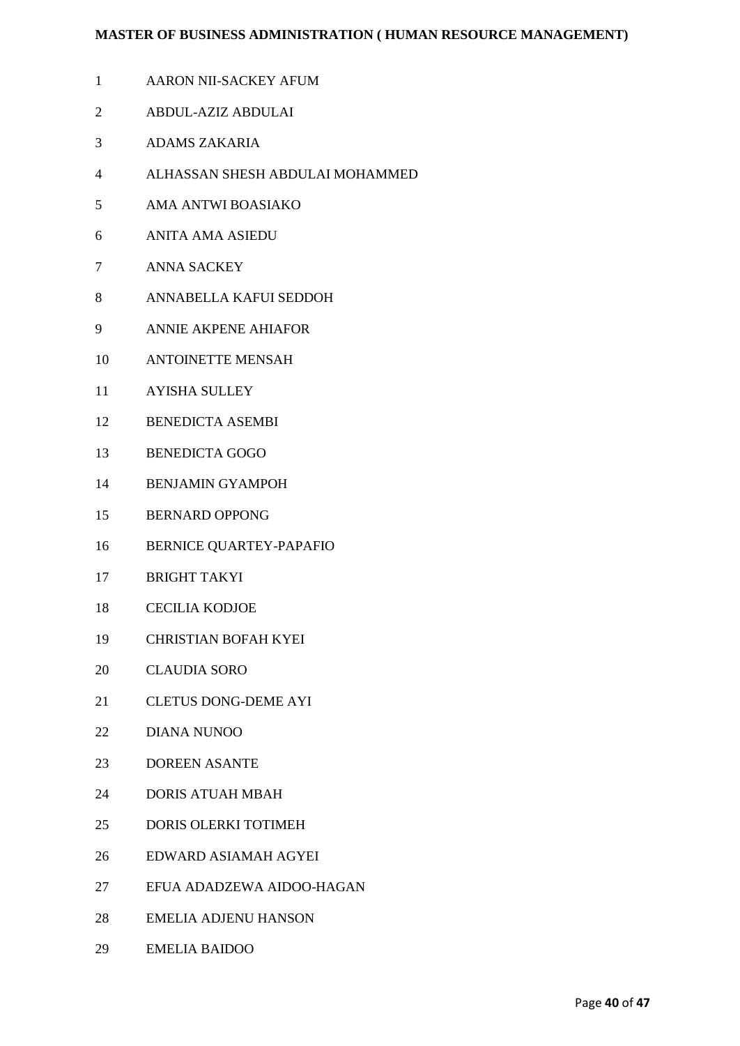**MASTER OF BUSINESS ADMINISTRATION ( HUMAN RESOURCE MANAGEMENT)**

1 AARON NII-SACKEY AFUM
2 ABDUL-AZIZ ABDULAI
3 ADAMS ZAKARIA
4 ALHASSAN SHESH ABDULAI MOHAMMED
5 AMA ANTWI BOASIAKO
6 ANITA AMA ASIEDU
7 ANNA SACKEY
8 ANNABELLA KAFUI SEDDOH
9 ANNIE AKPENE AHIAFOR
10 ANTOINETTE MENSAH
11 AYISHA SULLEY
12 BENEDICTA ASEMBI
13 BENEDICTA GOGO
14 BENJAMIN GYAMPOH
15 BERNARD OPPONG
16 BERNICE QUARTEY-PAPAFIO
17 BRIGHT TAKYI
18 CECILIA KODJOE
19 CHRISTIAN BOFAH KYEI
20 CLAUDIA SORO
21 CLETUS DONG-DEME AYI
22 DIANA NUNOO
23 DOREEN ASANTE
24 DORIS ATUAH MBAH
25 DORIS OLERKI TOTIMEH
26 EDWARD ASIAMAH AGYEI
27 EFUA ADADZEWA AIDOO-HAGAN
28 EMELIA ADJENU HANSON
29 EMELIA BAIDOO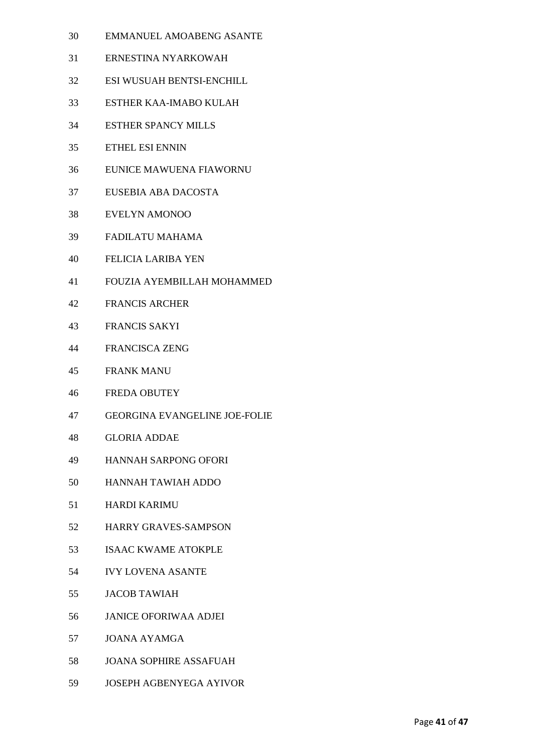30 EMMANUEL AMOABENG ASANTE

31 ERNESTINA NYARKOWAH

32 ESI WUSUAH BENTSI-ENCHILL

33 ESTHER KAA-IMABO KULAH

34 ESTHER SPANCY MILLS

35 ETHEL ESI ENNIN

36 EUNICE MAWUENA FIAWORNU

37 EUSEBIA ABA DACOSTA

38 EVELYN AMONOO

39 FADILATU MAHAMA

40 FELICIA LARIBA YEN

41 FOUZIA AYEMBILLAH MOHAMMED

42 FRANCIS ARCHER

43 FRANCIS SAKYI

44 FRANCISCA ZENG

45 FRANK MANU

46 FREDA OBUTEY

47 GEORGINA EVANGELINE JOE-FOLIE

48 GLORIA ADDAE

49 HANNAH SARPONG OFORI

50 HANNAH TAWIAH ADDO

51 HARDI KARIMU

52 HARRY GRAVES-SAMPSON

53 ISAAC KWAME ATOKPLE

54 IVY LOVENA ASANTE

55 JACOB TAWIAH

56 JANICE OFORIWAA ADJEI

57 JOANA AYAMGA

58 JOANA SOPHIRE ASSAFUAH

59 JOSEPH AGBENYEGA AYIVOR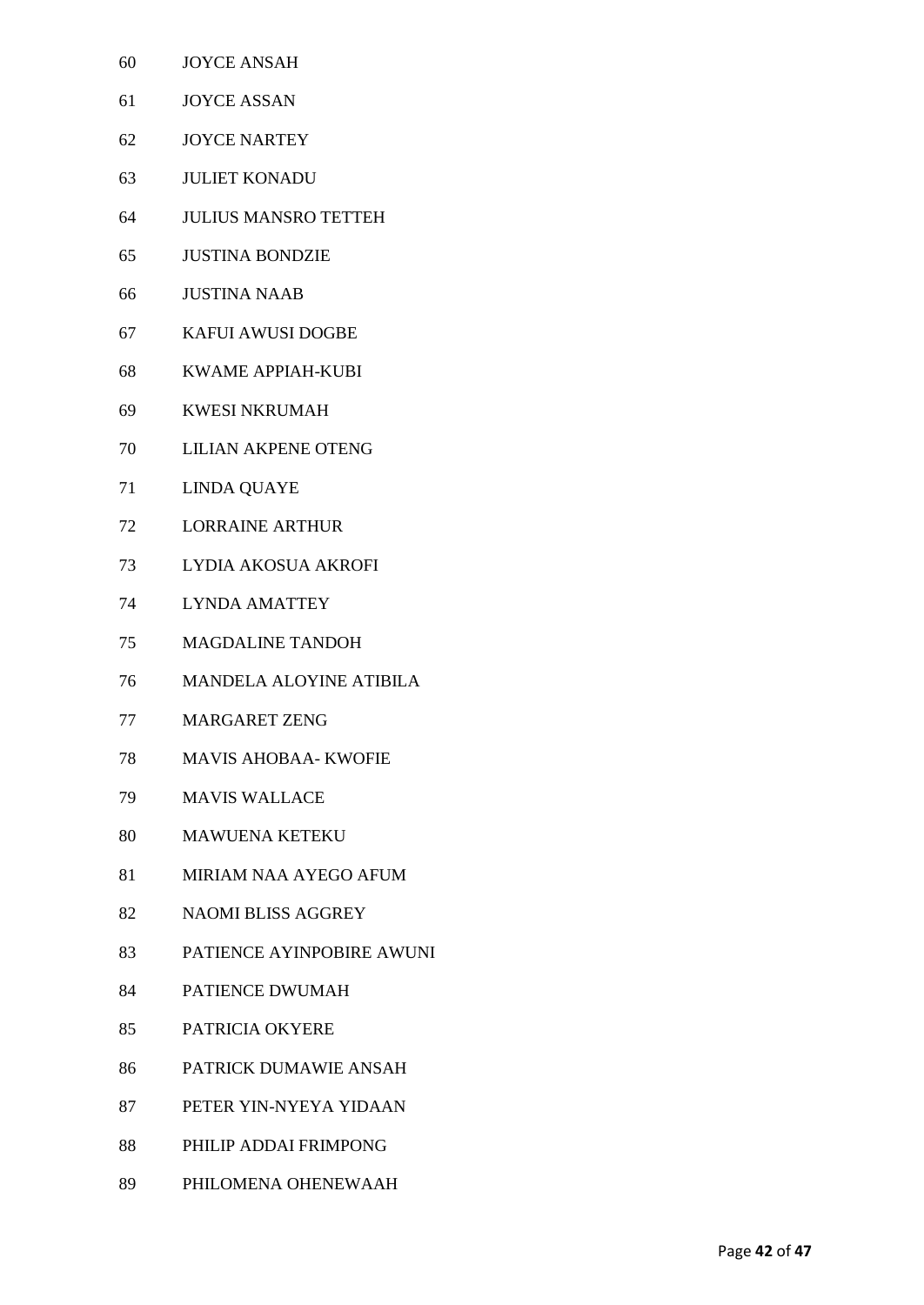60 JOYCE ANSAH

61 JOYCE ASSAN

62 JOYCE NARTEY

63 JULIET KONADU

64 JULIUS MANSRO TETTEH

65 JUSTINA BONDZIE

66 JUSTINA NAAB

67 KAFUI AWUSI DOGBE

68 KWAME APPIAH-KUBI

69 KWESI NKRUMAH

70 LILIAN AKPENE OTENG

71 LINDA QUAYE

72 LORRAINE ARTHUR

73 LYDIA AKOSUA AKROFI

74 LYNDA AMATTEY

75 MAGDALINE TANDOH

76 MANDELA ALOYINE ATIBILA

77 MARGARET ZENG

78 MAVIS AHOBAA- KWOFIE

79 MAVIS WALLACE

80 MAWUENA KETEKU

81 MIRIAM NAA AYEGO AFUM

82 NAOMI BLISS AGGREY

83 PATIENCE AYINPOBIRE AWUNI

84 PATIENCE DWUMAH

85 PATRICIA OKYERE

86 PATRICK DUMAWIE ANSAH

87 PETER YIN-NYEYA YIDAAN

88 PHILIP ADDAI FRIMPONG

89 PHILOMENA OHENEWAAH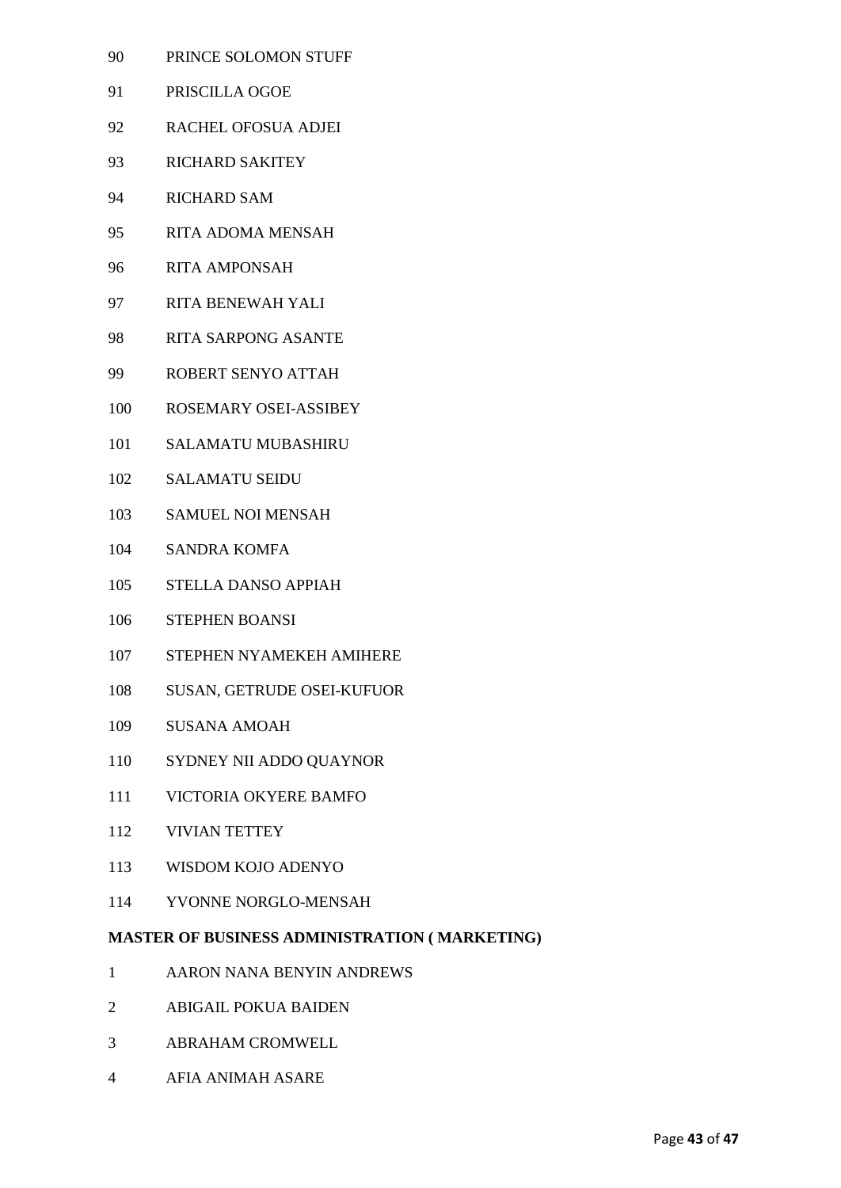90 PRINCE SOLOMON STUFF

91 PRISCILLA OGOE

92 RACHEL OFOSUA ADJEI

93 RICHARD SAKITEY

94 RICHARD SAM

95 RITA ADOMA MENSAH

96 RITA AMPONSAH

97 RITA BENEWAH YALI

98 RITA SARPONG ASANTE

99 ROBERT SENYO ATTAH

100 ROSEMARY OSEI-ASSIBEY

101 SALAMATU MUBASHIRU

102 SALAMATU SEIDU

103 SAMUEL NOI MENSAH

104 SANDRA KOMFA

105 STELLA DANSO APPIAH

106 STEPHEN BOANSI

107 STEPHEN NYAMEKEH AMIHERE

108 SUSAN, GETRUDE OSEI-KUFUOR

109 SUSANA AMOAH

110 SYDNEY NII ADDO QUAYNOR

111 VICTORIA OKYERE BAMFO

112 VIVIAN TETTEY

113 WISDOM KOJO ADENYO

114 YVONNE NORGLO-MENSAH

**MASTER OF BUSINESS ADMINISTRATION ( MARKETING)**

1 AARON NANA BENYIN ANDREWS

2 ABIGAIL POKUA BAIDEN

3 ABRAHAM CROMWELL

4 AFIA ANIMAH ASARE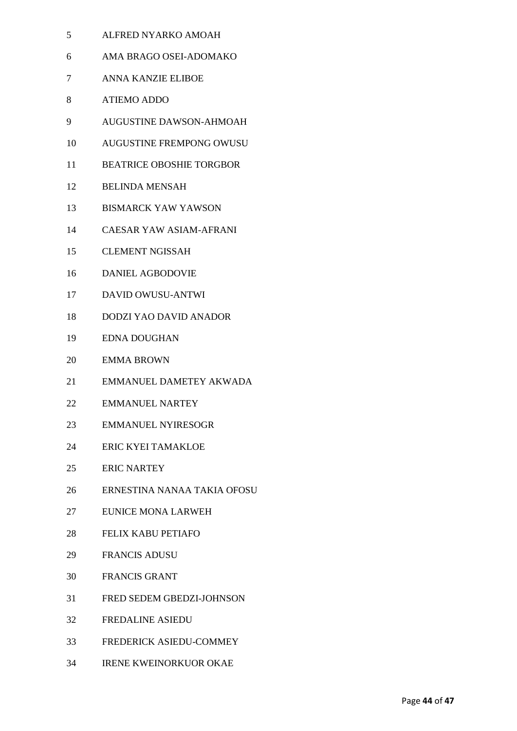5 ALFRED NYARKO AMOAH

6 AMA BRAGO OSEI-ADOMAKO

7 ANNA KANZIE ELIBOE

8 ATIEMO ADDO

9 AUGUSTINE DAWSON-AHMOAH

10 AUGUSTINE FREMPONG OWUSU

11 BEATRICE OBOSHIE TORGBOR

12 BELINDA MENSAH

13 BISMARCK YAW YAWSON

14 CAESAR YAW ASIAM-AFRANI

15 CLEMENT NGISSAH

16 DANIEL AGBODOVIE

17 DAVID OWUSU-ANTWI

18 DODZI YAO DAVID ANADOR

19 EDNA DOUGHAN

20 EMMA BROWN

21 EMMANUEL DAMETEY AKWADA

22 EMMANUEL NARTEY

23 EMMANUEL NYIRESOGR

24 ERIC KYEI TAMAKLOE

25 ERIC NARTEY

26 ERNESTINA NANAA TAKIA OFOSU

27 EUNICE MONA LARWEH

28 FELIX KABU PETIAFO

29 FRANCIS ADUSU

30 FRANCIS GRANT

31 FRED SEDEM GBEDZI-JOHNSON

32 FREDALINE ASIEDU

33 FREDERICK ASIEDU-COMMEY

34 IRENE KWEINORKUOR OKAE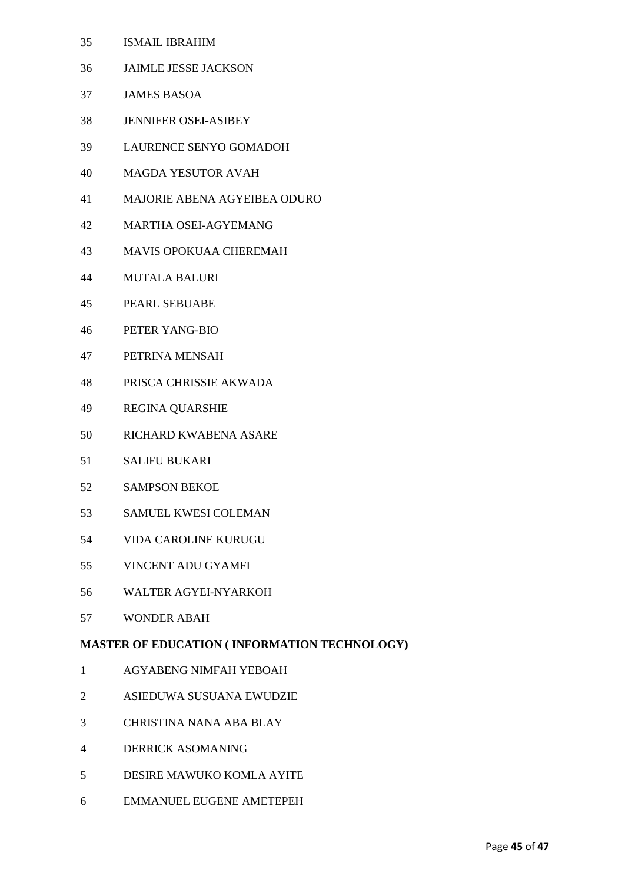35 ISMAIL IBRAHIM

36 JAIMLE JESSE JACKSON

37 JAMES BASOA

38 JENNIFER OSEI-ASIBEY

39 LAURENCE SENYO GOMADOH

40 MAGDA YESUTOR AVAH

41 MAJORIE ABENA AGYEIBEA ODURO

42 MARTHA OSEI-AGYEMANG

43 MAVIS OPOKUAA CHEREMAH

44 MUTALA BALURI

45 PEARL SEBUABE

46 PETER YANG-BIO

47 PETRINA MENSAH

48 PRISCA CHRISSIE AKWADA

49 REGINA QUARSHIE

50 RICHARD KWABENA ASARE

51 SALIFU BUKARI

52 SAMPSON BEKOE

53 SAMUEL KWESI COLEMAN

54 VIDA CAROLINE KURUGU

55 VINCENT ADU GYAMFI

56 WALTER AGYEI-NYARKOH

57 WONDER ABAH

**MASTER OF EDUCATION ( INFORMATION TECHNOLOGY)**

1 AGYABENG NIMFAH YEBOAH

2 ASIEDUWA SUSUANA EWUDZIE

3 CHRISTINA NANA ABA BLAY

4 DERRICK ASOMANING

5 DESIRE MAWUKO KOMLA AYITE

6 EMMANUEL EUGENE AMETEPEH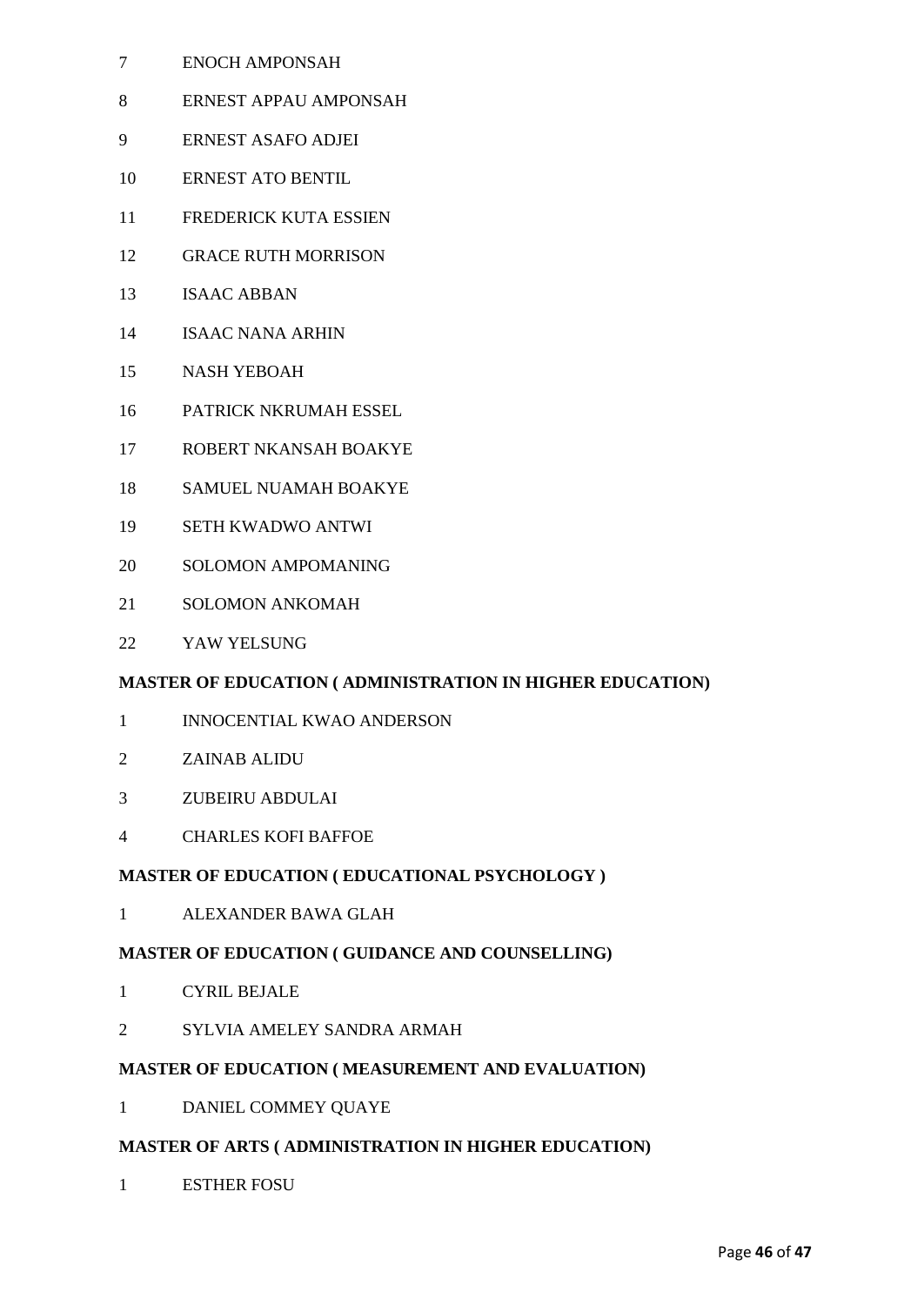7 ENOCH AMPONSAH

8 ERNEST APPAU AMPONSAH

9 ERNEST ASAFO ADJEI

10 ERNEST ATO BENTIL

11 FREDERICK KUTA ESSIEN

12 GRACE RUTH MORRISON

13 ISAAC ABBAN

14 ISAAC NANA ARHIN

15 NASH YEBOAH

16 PATRICK NKRUMAH ESSEL

17 ROBERT NKANSAH BOAKYE

18 SAMUEL NUAMAH BOAKYE

19 SETH KWADWO ANTWI

20 SOLOMON AMPOMANING

21 SOLOMON ANKOMAH

22 YAW YELSUNG

**MASTER OF EDUCATION ( ADMINISTRATION IN HIGHER EDUCATION)**

1 INNOCENTIAL KWAO ANDERSON

2 ZAINAB ALIDU

3 ZUBEIRU ABDULAI

4 CHARLES KOFI BAFFOE

**MASTER OF EDUCATION ( EDUCATIONAL PSYCHOLOGY )**

1 ALEXANDER BAWA GLAH

**MASTER OF EDUCATION ( GUIDANCE AND COUNSELLING)**

1 CYRIL BEJALE

2 SYLVIA AMELEY SANDRA ARMAH

**MASTER OF EDUCATION ( MEASUREMENT AND EVALUATION)**

1 DANIEL COMMEY QUAYE

**MASTER OF ARTS ( ADMINISTRATION IN HIGHER EDUCATION)**

1 ESTHER FOSU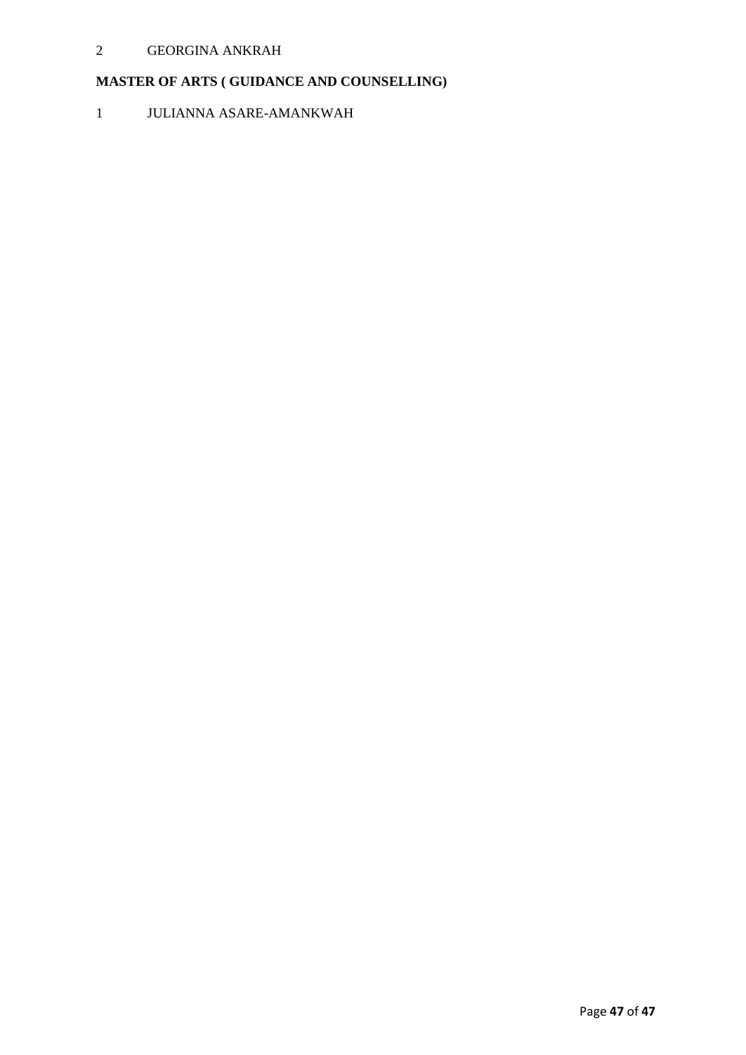2	GEORGINA ANKRAH

**MASTER OF ARTS ( GUIDANCE AND COUNSELLING)**

1	JULIANNA ASARE-AMANKWAH